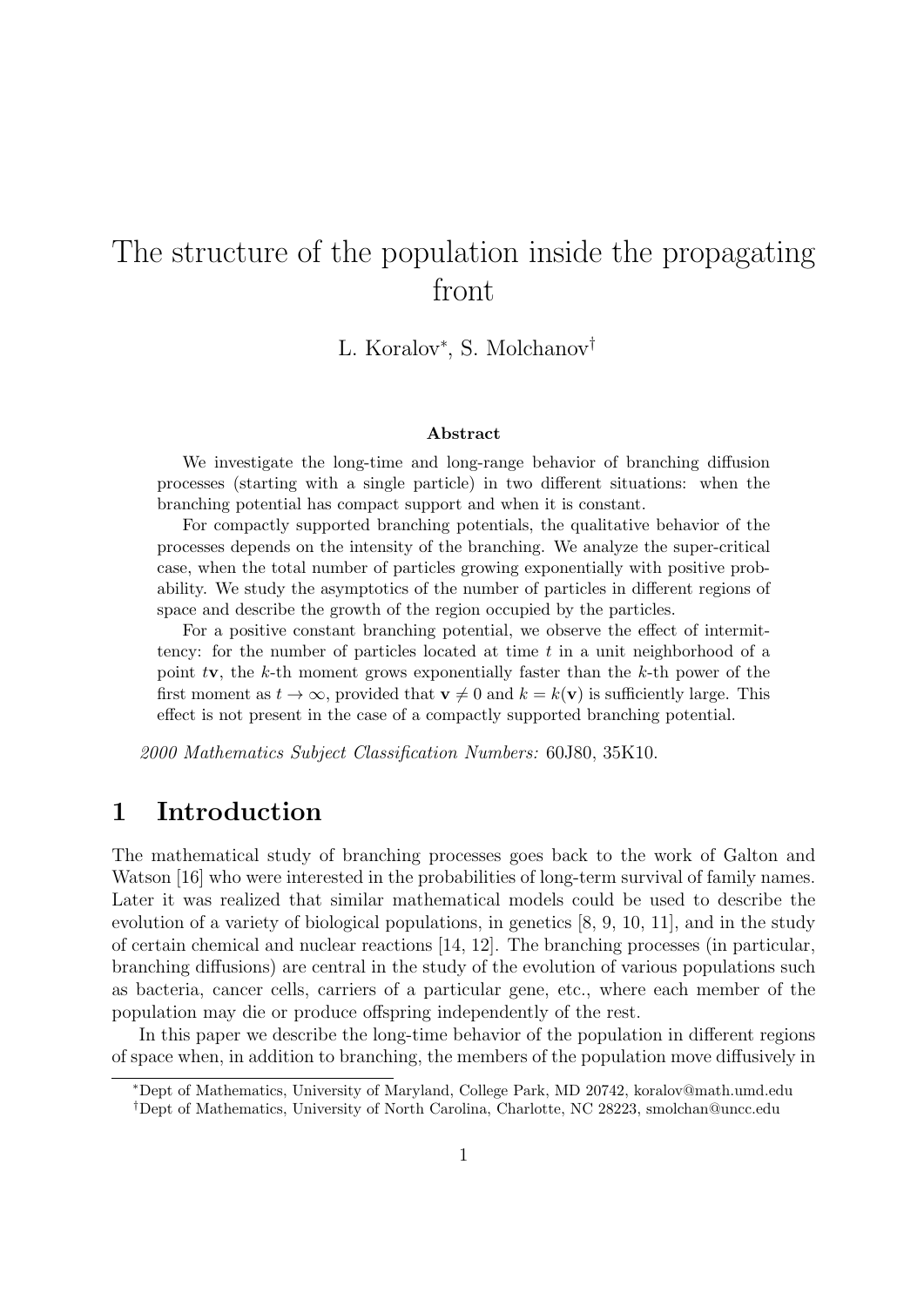# The structure of the population inside the propagating front

L. Koralov[*], S. Molchanov[†]

### Abstract

We investigate the long-time and long-range behavior of branching diffusion processes (starting with a single particle) in two different situations: when the branching potential has compact support and when it is constant.

For compactly supported branching potentials, the qualitative behavior of the processes depends on the intensity of the branching. We analyze the super-critical case, when the total number of particles growing exponentially with positive probability. We study the asymptotics of the number of particles in different regions of space and describe the growth of the region occupied by the particles.

For a positive constant branching potential, we observe the effect of intermittency: for the number of particles located at time $t$ in a unit neighborhood of a point $t\mathbf{v}$, the $k$-th moment grows exponentially faster than the $k$-th power of the first moment as $t \to \infty$, provided that $\mathbf{v} \neq 0$ and $k = k(\mathbf{v})$ is sufficiently large. This effect is not present in the case of a compactly supported branching potential.

*2000 Mathematics Subject Classification Numbers:* 60J80, 35K10.

## 1 Introduction

The mathematical study of branching processes goes back to the work of Galton and Watson [16] who were interested in the probabilities of long-term survival of family names. Later it was realized that similar mathematical models could be used to describe the evolution of a variety of biological populations, in genetics [8, 9, 10, 11], and in the study of certain chemical and nuclear reactions [14, 12]. The branching processes (in particular, branching diffusions) are central in the study of the evolution of various populations such as bacteria, cancer cells, carriers of a particular gene, etc., where each member of the population may die or produce offspring independently of the rest.

In this paper we describe the long-time behavior of the population in different regions of space when, in addition to branching, the members of the population move diffusively in

[*] Dept of Mathematics, University of Maryland, College Park, MD 20742, koralov@math.umd.edu

[†] Dept of Mathematics, University of North Carolina, Charlotte, NC 28223, smolchan@uncc.edu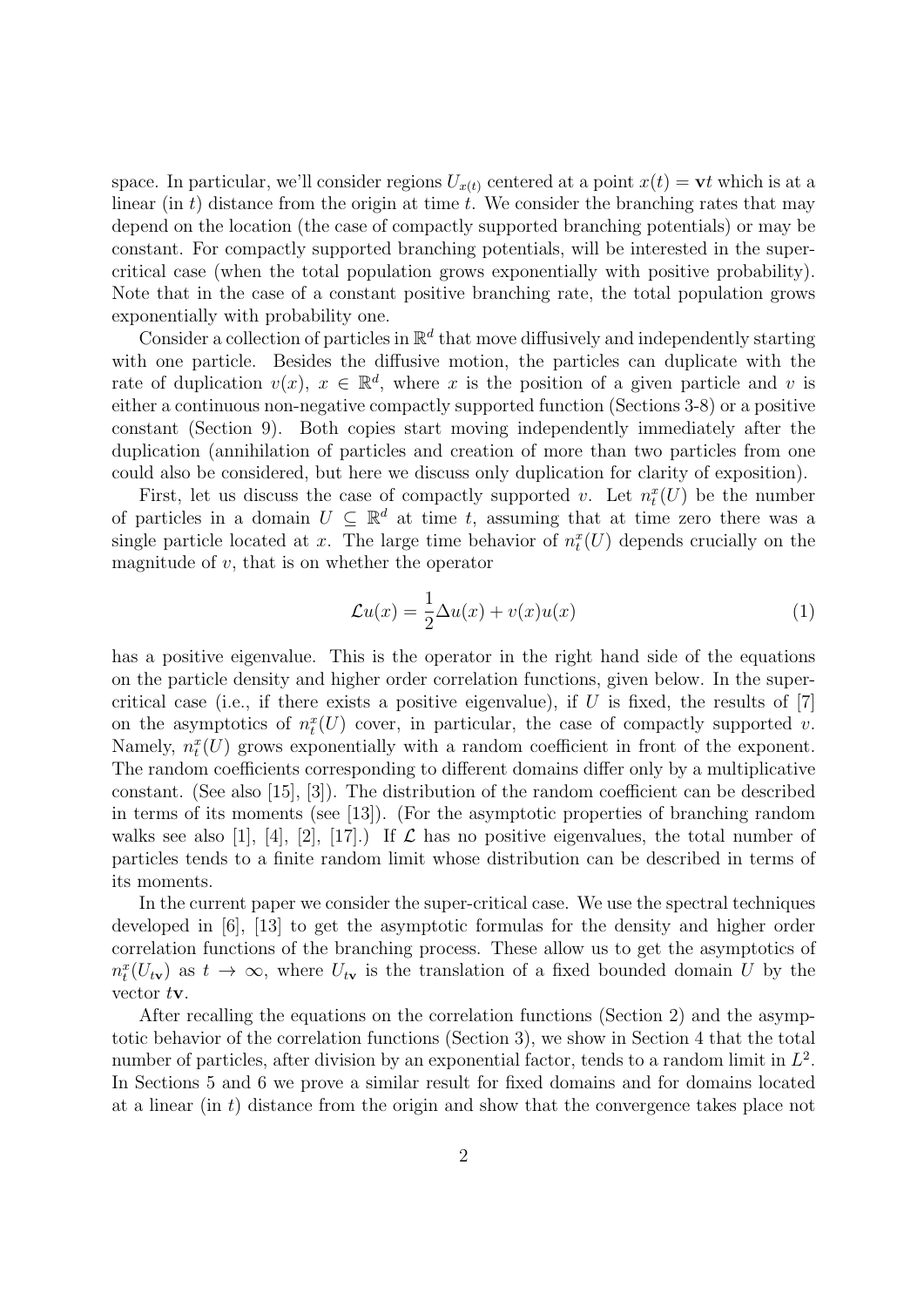space. In particular, we'll consider regions $U_{x(t)}$ centered at a point $x(t) = \mathbf{v}t$ which is at a linear (in $t$) distance from the origin at time $t$. We consider the branching rates that may depend on the location (the case of compactly supported branching potentials) or may be constant. For compactly supported branching potentials, will be interested in the super-critical case (when the total population grows exponentially with positive probability). Note that in the case of a constant positive branching rate, the total population grows exponentially with probability one.

Consider a collection of particles in $\mathbb{R}^d$ that move diffusively and independently starting with one particle. Besides the diffusive motion, the particles can duplicate with the rate of duplication $v(x)$, $x \in \mathbb{R}^d$, where $x$ is the position of a given particle and $v$ is either a continuous non-negative compactly supported function (Sections 3-8) or a positive constant (Section 9). Both copies start moving independently immediately after the duplication (annihilation of particles and creation of more than two particles from one could also be considered, but here we discuss only duplication for clarity of exposition).

First, let us discuss the case of compactly supported $v$. Let $n_t^x(U)$ be the number of particles in a domain $U \subseteq \mathbb{R}^d$ at time $t$, assuming that at time zero there was a single particle located at $x$. The large time behavior of $n_t^x(U)$ depends crucially on the magnitude of $v$, that is on whether the operator

$$\mathcal{L}u(x) = \frac{1}{2}\Delta u(x) + v(x)u(x) \tag{1}$$

has a positive eigenvalue. This is the operator in the right hand side of the equations on the particle density and higher order correlation functions, given below. In the super-critical case (i.e., if there exists a positive eigenvalue), if $U$ is fixed, the results of [7] on the asymptotics of $n_t^x(U)$ cover, in particular, the case of compactly supported $v$. Namely, $n_t^x(U)$ grows exponentially with a random coefficient in front of the exponent. The random coefficients corresponding to different domains differ only by a multiplicative constant. (See also [15], [3]). The distribution of the random coefficient can be described in terms of its moments (see [13]). (For the asymptotic properties of branching random walks see also [1], [4], [2], [17].) If $\mathcal{L}$ has no positive eigenvalues, the total number of particles tends to a finite random limit whose distribution can be described in terms of its moments.

In the current paper we consider the super-critical case. We use the spectral techniques developed in [6], [13] to get the asymptotic formulas for the density and higher order correlation functions of the branching process. These allow us to get the asymptotics of $n_t^x(U_{t\mathbf{v}})$ as $t \to \infty$, where $U_{t\mathbf{v}}$ is the translation of a fixed bounded domain $U$ by the vector $t\mathbf{v}$.

After recalling the equations on the correlation functions (Section 2) and the asymptotic behavior of the correlation functions (Section 3), we show in Section 4 that the total number of particles, after division by an exponential factor, tends to a random limit in $L^2$. In Sections 5 and 6 we prove a similar result for fixed domains and for domains located at a linear (in $t$) distance from the origin and show that the convergence takes place not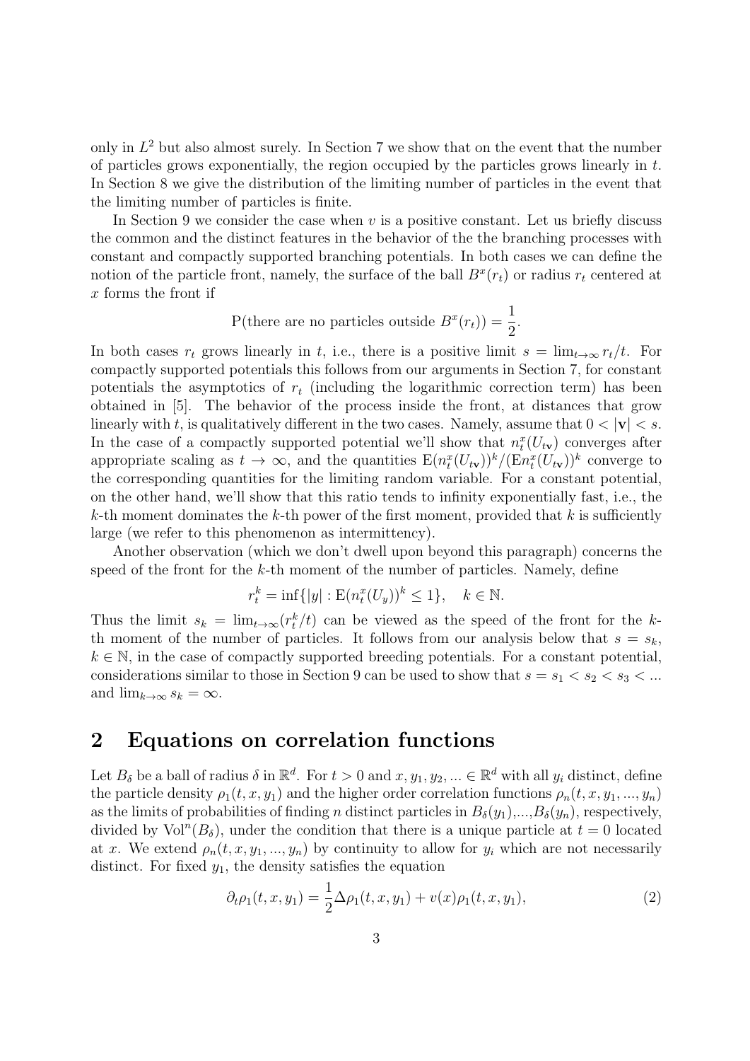only in $L^2$ but also almost surely. In Section 7 we show that on the event that the number of particles grows exponentially, the region occupied by the particles grows linearly in $t$. In Section 8 we give the distribution of the limiting number of particles in the event that the limiting number of particles is finite.

In Section 9 we consider the case when $v$ is a positive constant. Let us briefly discuss the common and the distinct features in the behavior of the the branching processes with constant and compactly supported branching potentials. In both cases we can define the notion of the particle front, namely, the surface of the ball $B^x(r_t)$ or radius $r_t$ centered at $x$ forms the front if

$$\mathrm{P}(\text{there are no particles outside } B^x(r_t)) = \frac{1}{2}.$$

In both cases $r_t$ grows linearly in $t$, i.e., there is a positive limit $s = \lim_{t\to\infty} r_t/t$. For compactly supported potentials this follows from our arguments in Section 7, for constant potentials the asymptotics of $r_t$ (including the logarithmic correction term) has been obtained in [5]. The behavior of the process inside the front, at distances that grow linearly with $t$, is qualitatively different in the two cases. Namely, assume that $0 < |\mathbf{v}| < s$. In the case of a compactly supported potential we'll show that $n_t^x(U_{t\mathbf{v}})$ converges after appropriate scaling as $t \to \infty$, and the quantities $\mathrm{E}(n_t^x(U_{t\mathbf{v}}))^k/(\mathrm{E}n_t^x(U_{t\mathbf{v}}))^k$ converge to the corresponding quantities for the limiting random variable. For a constant potential, on the other hand, we'll show that this ratio tends to infinity exponentially fast, i.e., the $k$-th moment dominates the $k$-th power of the first moment, provided that $k$ is sufficiently large (we refer to this phenomenon as intermittency).

Another observation (which we don't dwell upon beyond this paragraph) concerns the speed of the front for the $k$-th moment of the number of particles. Namely, define

$$r_t^k = \inf\{|y| : \mathrm{E}(n_t^x(U_y))^k \le 1\}, \quad k \in \mathbb{N}.$$

Thus the limit $s_k = \lim_{t\to\infty}(r_t^k/t)$ can be viewed as the speed of the front for the $k$-th moment of the number of particles. It follows from our analysis below that $s = s_k$, $k \in \mathbb{N}$, in the case of compactly supported breeding potentials. For a constant potential, considerations similar to those in Section 9 can be used to show that $s = s_1 < s_2 < s_3 < \ldots$ and $\lim_{k\to\infty} s_k = \infty$.

## 2 Equations on correlation functions

Let $B_\delta$ be a ball of radius $\delta$ in $\mathbb{R}^d$. For $t > 0$ and $x, y_1, y_2, \ldots \in \mathbb{R}^d$ with all $y_i$ distinct, define the particle density $\rho_1(t, x, y_1)$ and the higher order correlation functions $\rho_n(t, x, y_1, \ldots, y_n)$ as the limits of probabilities of finding $n$ distinct particles in $B_\delta(y_1)$,...,$B_\delta(y_n)$, respectively, divided by $\mathrm{Vol}^n(B_\delta)$, under the condition that there is a unique particle at $t = 0$ located at $x$. We extend $\rho_n(t, x, y_1, \ldots, y_n)$ by continuity to allow for $y_i$ which are not necessarily distinct. For fixed $y_1$, the density satisfies the equation

$$\partial_t \rho_1(t, x, y_1) = \frac{1}{2}\Delta \rho_1(t, x, y_1) + v(x)\rho_1(t, x, y_1), \tag{2}$$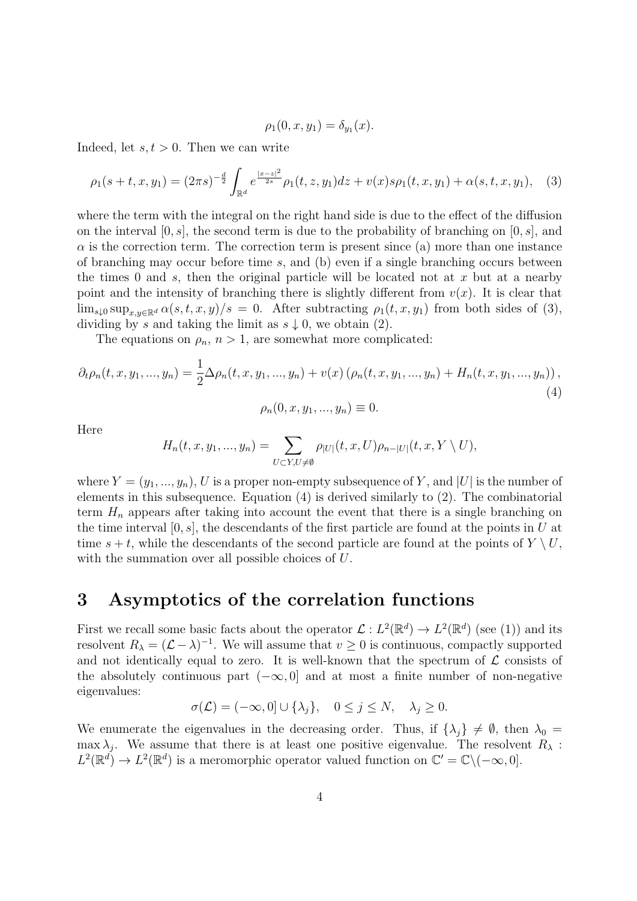$$\rho_1(0, x, y_1) = \delta_{y_1}(x).$$

Indeed, let $s, t > 0$. Then we can write

$$\rho_1(s+t, x, y_1) = (2\pi s)^{-\frac{d}{2}} \int_{\mathbb{R}^d} e^{\frac{|x-z|^2}{2s}} \rho_1(t, z, y_1) dz + v(x) s \rho_1(t, x, y_1) + \alpha(s, t, x, y_1), \quad (3)$$

where the term with the integral on the right hand side is due to the effect of the diffusion on the interval $[0, s]$, the second term is due to the probability of branching on $[0, s]$, and $\alpha$ is the correction term. The correction term is present since (a) more than one instance of branching may occur before time $s$, and (b) even if a single branching occurs between the times 0 and $s$, then the original particle will be located not at $x$ but at a nearby point and the intensity of branching there is slightly different from $v(x)$. It is clear that $\lim_{s \downarrow 0} \sup_{x,y \in \mathbb{R}^d} \alpha(s, t, x, y)/s = 0$. After subtracting $\rho_1(t, x, y_1)$ from both sides of (3), dividing by $s$ and taking the limit as $s \downarrow 0$, we obtain (2).

The equations on $\rho_n$, $n > 1$, are somewhat more complicated:

$$\partial_t \rho_n(t, x, y_1, ..., y_n) = \frac{1}{2} \Delta \rho_n(t, x, y_1, ..., y_n) + v(x) \left( \rho_n(t, x, y_1, ..., y_n) + H_n(t, x, y_1, ..., y_n) \right), \quad (4)$$

$$\rho_n(0, x, y_1, ..., y_n) \equiv 0.$$

Here

$$H_n(t, x, y_1, ..., y_n) = \sum_{U \subset Y, U \neq \emptyset} \rho_{|U|}(t, x, U) \rho_{n-|U|}(t, x, Y \setminus U),$$

where $Y = (y_1, ..., y_n)$, $U$ is a proper non-empty subsequence of $Y$, and $|U|$ is the number of elements in this subsequence. Equation (4) is derived similarly to (2). The combinatorial term $H_n$ appears after taking into account the event that there is a single branching on the time interval $[0, s]$, the descendants of the first particle are found at the points in $U$ at time $s + t$, while the descendants of the second particle are found at the points of $Y \setminus U$, with the summation over all possible choices of $U$.

## 3 Asymptotics of the correlation functions

First we recall some basic facts about the operator $\mathcal{L} : L^2(\mathbb{R}^d) \to L^2(\mathbb{R}^d)$ (see (1)) and its resolvent $R_\lambda = (\mathcal{L} - \lambda)^{-1}$. We will assume that $v \geq 0$ is continuous, compactly supported and not identically equal to zero. It is well-known that the spectrum of $\mathcal{L}$ consists of the absolutely continuous part $(-\infty, 0]$ and at most a finite number of non-negative eigenvalues:

$$\sigma(\mathcal{L}) = (-\infty, 0] \cup \{\lambda_j\}, \quad 0 \leq j \leq N, \quad \lambda_j \geq 0.$$

We enumerate the eigenvalues in the decreasing order. Thus, if $\{\lambda_j\} \neq \emptyset$, then $\lambda_0 = \max \lambda_j$. We assume that there is at least one positive eigenvalue. The resolvent $R_\lambda : L^2(\mathbb{R}^d) \to L^2(\mathbb{R}^d)$ is a meromorphic operator valued function on $\mathbb{C}' = \mathbb{C} \backslash (-\infty, 0]$.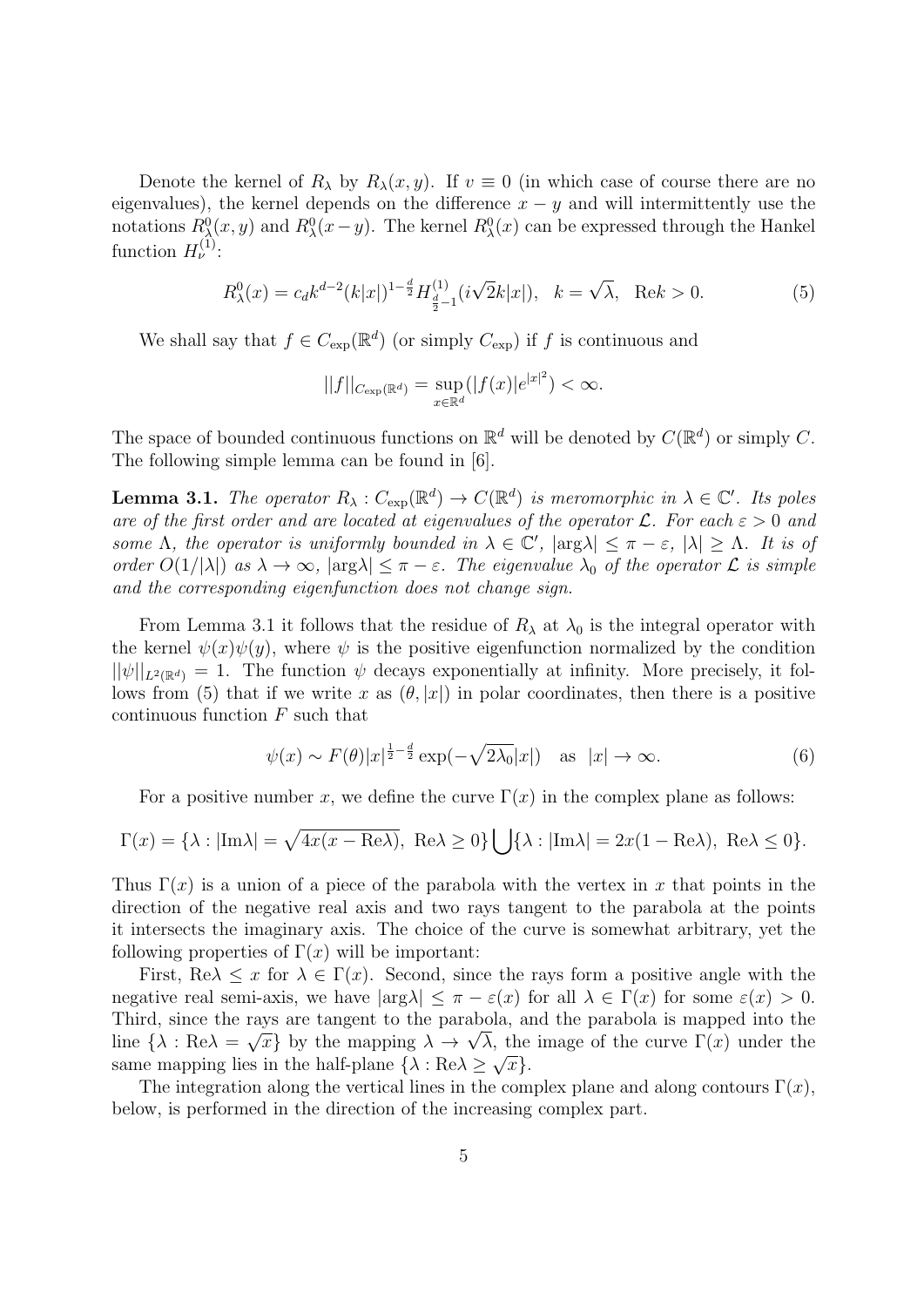Denote the kernel of $R_\lambda$ by $R_\lambda(x,y)$. If $v \equiv 0$ (in which case of course there are no eigenvalues), the kernel depends on the difference $x-y$ and will intermittently use the notations $R^0_\lambda(x,y)$ and $R^0_\lambda(x-y)$. The kernel $R^0_\lambda(x)$ can be expressed through the Hankel function $H^{(1)}_\nu$:

$$R^0_\lambda(x) = c_d k^{d-2}(k|x|)^{1-\frac{d}{2}} H^{(1)}_{\frac{d}{2}-1}(i\sqrt{2}k|x|), \quad k=\sqrt{\lambda}, \quad \mathrm{Re}k>0. \tag{5}$$

We shall say that $f \in C_{\exp}(\mathbb{R}^d)$ (or simply $C_{\exp}$) if $f$ is continuous and

$$||f||_{C_{\exp}(\mathbb{R}^d)} = \sup_{x\in\mathbb{R}^d}(|f(x)|e^{|x|^2}) < \infty.$$

The space of bounded continuous functions on $\mathbb{R}^d$ will be denoted by $C(\mathbb{R}^d)$ or simply $C$. The following simple lemma can be found in [6].

**Lemma 3.1.** *The operator $R_\lambda : C_{\exp}(\mathbb{R}^d) \to C(\mathbb{R}^d)$ is meromorphic in $\lambda \in \mathbb{C}'$. Its poles are of the first order and are located at eigenvalues of the operator $\mathcal{L}$. For each $\varepsilon > 0$ and some $\Lambda$, the operator is uniformly bounded in $\lambda \in \mathbb{C}'$, $|\arg\lambda| \le \pi - \varepsilon$, $|\lambda| \ge \Lambda$. It is of order $O(1/|\lambda|)$ as $\lambda \to \infty$, $|\arg\lambda| \le \pi - \varepsilon$. The eigenvalue $\lambda_0$ of the operator $\mathcal{L}$ is simple and the corresponding eigenfunction does not change sign.*

From Lemma 3.1 it follows that the residue of $R_\lambda$ at $\lambda_0$ is the integral operator with the kernel $\psi(x)\psi(y)$, where $\psi$ is the positive eigenfunction normalized by the condition $||\psi||_{L^2(\mathbb{R}^d)} = 1$. The function $\psi$ decays exponentially at infinity. More precisely, it follows from (5) that if we write $x$ as $(\theta, |x|)$ in polar coordinates, then there is a positive continuous function $F$ such that

$$\psi(x) \sim F(\theta)|x|^{\frac{1}{2}-\frac{d}{2}} \exp(-\sqrt{2\lambda_0}|x|) \quad \text{as} \quad |x| \to \infty. \tag{6}$$

For a positive number $x$, we define the curve $\Gamma(x)$ in the complex plane as follows:

$$\Gamma(x) = \{\lambda : |\mathrm{Im}\lambda| = \sqrt{4x(x-\mathrm{Re}\lambda)},\ \mathrm{Re}\lambda \ge 0\} \bigcup \{\lambda : |\mathrm{Im}\lambda| = 2x(1-\mathrm{Re}\lambda),\ \mathrm{Re}\lambda \le 0\}.$$

Thus $\Gamma(x)$ is a union of a piece of the parabola with the vertex in $x$ that points in the direction of the negative real axis and two rays tangent to the parabola at the points it intersects the imaginary axis. The choice of the curve is somewhat arbitrary, yet the following properties of $\Gamma(x)$ will be important:

First, $\mathrm{Re}\lambda \le x$ for $\lambda \in \Gamma(x)$. Second, since the rays form a positive angle with the negative real semi-axis, we have $|\arg\lambda| \le \pi - \varepsilon(x)$ for all $\lambda \in \Gamma(x)$ for some $\varepsilon(x) > 0$. Third, since the rays are tangent to the parabola, and the parabola is mapped into the line $\{\lambda : \mathrm{Re}\lambda = \sqrt{x}\}$ by the mapping $\lambda \to \sqrt{\lambda}$, the image of the curve $\Gamma(x)$ under the same mapping lies in the half-plane $\{\lambda : \mathrm{Re}\lambda \ge \sqrt{x}\}$.

The integration along the vertical lines in the complex plane and along contours $\Gamma(x)$, below, is performed in the direction of the increasing complex part.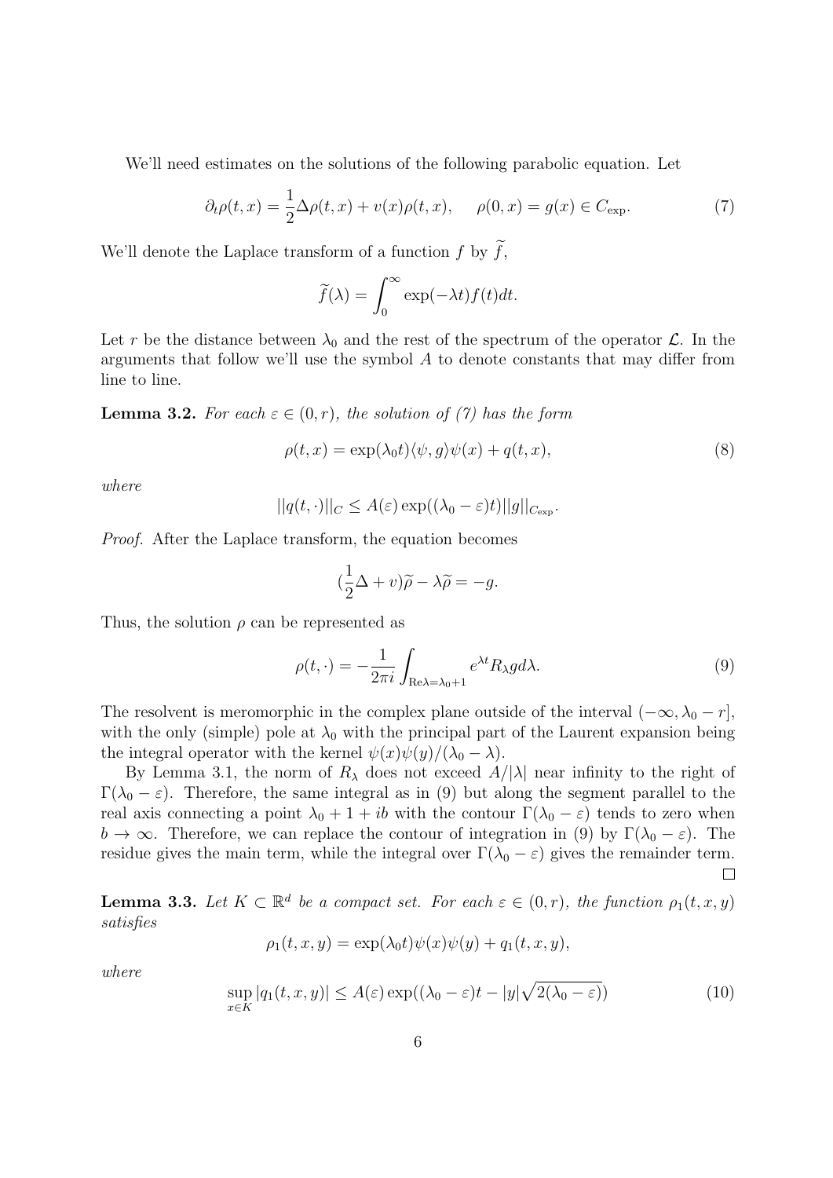We'll need estimates on the solutions of the following parabolic equation. Let

$$\partial_t \rho(t,x) = \frac{1}{2}\Delta \rho(t,x) + v(x)\rho(t,x), \qquad \rho(0,x) = g(x) \in C_{\exp}. \tag{7}$$

We'll denote the Laplace transform of a function $f$ by $\widetilde{f}$,

$$\widetilde{f}(\lambda) = \int_0^\infty \exp(-\lambda t) f(t) dt.$$

Let $r$ be the distance between $\lambda_0$ and the rest of the spectrum of the operator $\mathcal{L}$. In the arguments that follow we'll use the symbol $A$ to denote constants that may differ from line to line.

**Lemma 3.2.** *For each $\varepsilon \in (0, r)$, the solution of (7) has the form*

$$\rho(t,x) = \exp(\lambda_0 t)\langle \psi, g\rangle \psi(x) + q(t,x), \tag{8}$$

*where*

$$||q(t,\cdot)||_C \leq A(\varepsilon)\exp((\lambda_0 - \varepsilon)t)||g||_{C_{\exp}}.$$

*Proof.* After the Laplace transform, the equation becomes

$$(\frac{1}{2}\Delta + v)\widetilde{\rho} - \lambda \widetilde{\rho} = -g.$$

Thus, the solution $\rho$ can be represented as

$$\rho(t,\cdot) = -\frac{1}{2\pi i}\int_{\mathrm{Re}\lambda = \lambda_0 + 1} e^{\lambda t} R_\lambda g d\lambda. \tag{9}$$

The resolvent is meromorphic in the complex plane outside of the interval $(-\infty, \lambda_0 - r]$, with the only (simple) pole at $\lambda_0$ with the principal part of the Laurent expansion being the integral operator with the kernel $\psi(x)\psi(y)/(\lambda_0 - \lambda)$.

By Lemma 3.1, the norm of $R_\lambda$ does not exceed $A/|\lambda|$ near infinity to the right of $\Gamma(\lambda_0 - \varepsilon)$. Therefore, the same integral as in (9) but along the segment parallel to the real axis connecting a point $\lambda_0 + 1 + ib$ with the contour $\Gamma(\lambda_0 - \varepsilon)$ tends to zero when $b \to \infty$. Therefore, we can replace the contour of integration in (9) by $\Gamma(\lambda_0 - \varepsilon)$. The residue gives the main term, while the integral over $\Gamma(\lambda_0 - \varepsilon)$ gives the remainder term. $\square$

**Lemma 3.3.** *Let $K \subset \mathbb{R}^d$ be a compact set. For each $\varepsilon \in (0, r)$, the function $\rho_1(t,x,y)$ satisfies*

$$\rho_1(t,x,y) = \exp(\lambda_0 t)\psi(x)\psi(y) + q_1(t,x,y),$$

*where*

$$\sup_{x \in K}|q_1(t,x,y)| \leq A(\varepsilon)\exp((\lambda_0 - \varepsilon)t - |y|\sqrt{2(\lambda_0 - \varepsilon)}) \tag{10}$$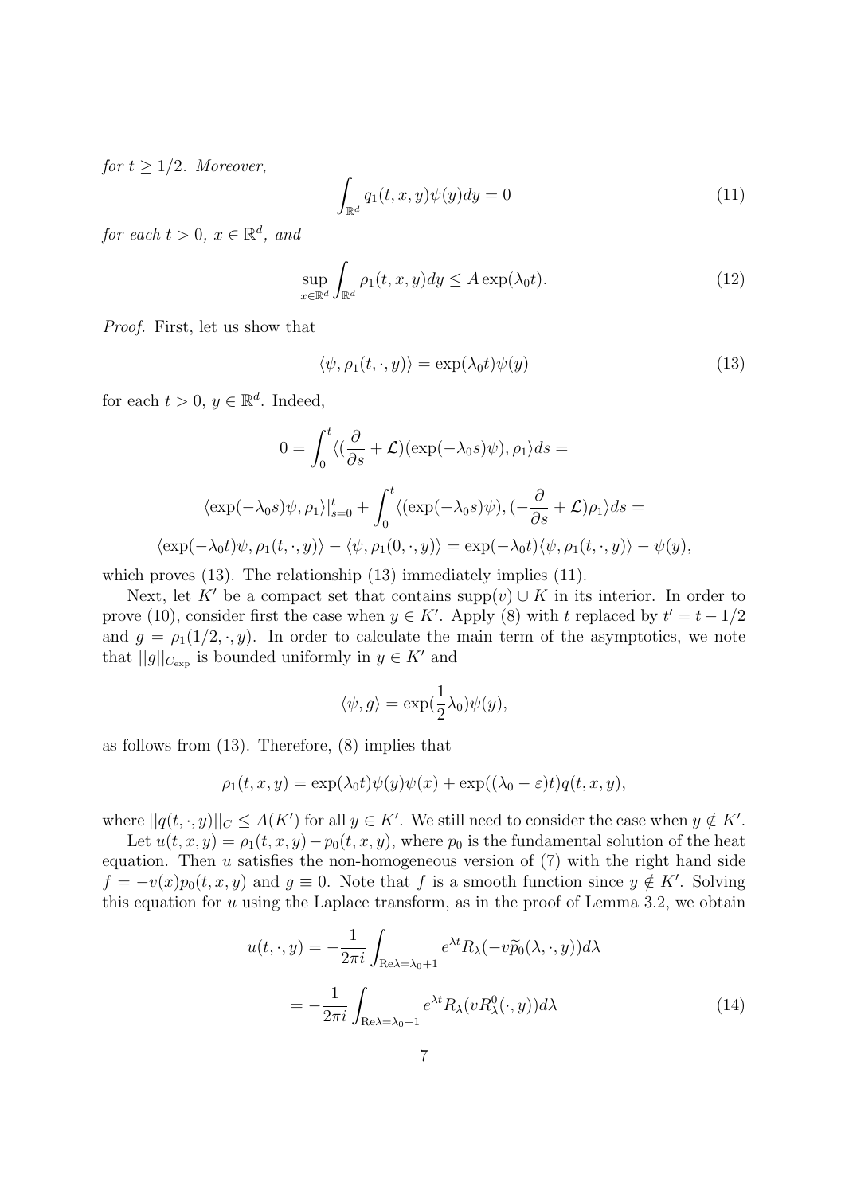*for* $t \geq 1/2$. *Moreover,*

$$\int_{\mathbb{R}^d} q_1(t,x,y)\psi(y)dy = 0 \tag{11}$$

*for each* $t > 0$, $x \in \mathbb{R}^d$, *and*

$$\sup_{x\in\mathbb{R}^d} \int_{\mathbb{R}^d} \rho_1(t,x,y)dy \leq A\exp(\lambda_0 t). \tag{12}$$

*Proof.* First, let us show that

$$\langle \psi, \rho_1(t,\cdot,y)\rangle = \exp(\lambda_0 t)\psi(y) \tag{13}$$

for each $t > 0$, $y \in \mathbb{R}^d$. Indeed,

$$0 = \int_0^t \langle (\frac{\partial}{\partial s} + \mathcal{L})(\exp(-\lambda_0 s)\psi), \rho_1\rangle ds =$$

$$\langle \exp(-\lambda_0 s)\psi, \rho_1\rangle|_{s=0}^t + \int_0^t \langle (\exp(-\lambda_0 s)\psi), (-\frac{\partial}{\partial s} + \mathcal{L})\rho_1\rangle ds =$$

$$\langle \exp(-\lambda_0 t)\psi, \rho_1(t,\cdot,y)\rangle - \langle \psi, \rho_1(0,\cdot,y)\rangle = \exp(-\lambda_0 t)\langle \psi, \rho_1(t,\cdot,y)\rangle - \psi(y),$$

which proves (13). The relationship (13) immediately implies (11).

Next, let $K'$ be a compact set that contains $\mathrm{supp}(v) \cup K$ in its interior. In order to prove (10), consider first the case when $y \in K'$. Apply (8) with $t$ replaced by $t' = t - 1/2$ and $g = \rho_1(1/2, \cdot, y)$. In order to calculate the main term of the asymptotics, we note that $||g||_{C_{\exp}}$ is bounded uniformly in $y \in K'$ and

$$\langle \psi, g\rangle = \exp(\frac{1}{2}\lambda_0)\psi(y),$$

as follows from (13). Therefore, (8) implies that

$$\rho_1(t,x,y) = \exp(\lambda_0 t)\psi(y)\psi(x) + \exp((\lambda_0 - \varepsilon)t)q(t,x,y),$$

where $||q(t,\cdot,y)||_C \leq A(K')$ for all $y \in K'$. We still need to consider the case when $y \notin K'$.

Let $u(t,x,y) = \rho_1(t,x,y) - p_0(t,x,y)$, where $p_0$ is the fundamental solution of the heat equation. Then $u$ satisfies the non-homogeneous version of (7) with the right hand side $f = -v(x)p_0(t,x,y)$ and $g \equiv 0$. Note that $f$ is a smooth function since $y \notin K'$. Solving this equation for $u$ using the Laplace transform, as in the proof of Lemma 3.2, we obtain

$$u(t,\cdot,y) = -\frac{1}{2\pi i}\int_{\mathrm{Re}\lambda = \lambda_0 + 1} e^{\lambda t} R_\lambda(-v\widetilde{p}_0(\lambda,\cdot,y))d\lambda$$

$$= -\frac{1}{2\pi i}\int_{\mathrm{Re}\lambda = \lambda_0 + 1} e^{\lambda t} R_\lambda(vR_\lambda^0(\cdot,y))d\lambda \tag{14}$$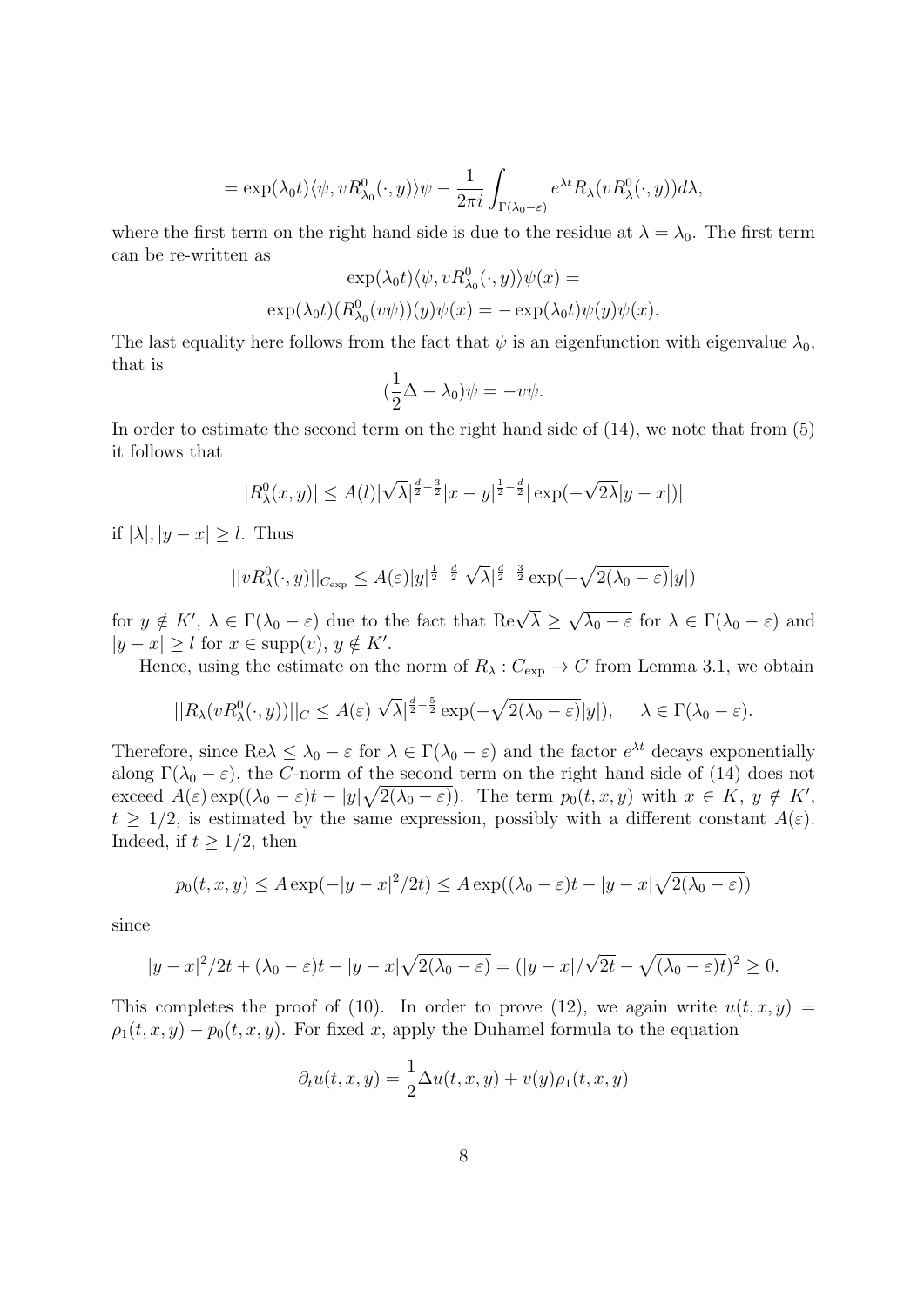$$= \exp(\lambda_0 t)\langle \psi, vR^0_{\lambda_0}(\cdot, y)\rangle \psi - \frac{1}{2\pi i}\int_{\Gamma(\lambda_0-\varepsilon)} e^{\lambda t} R_\lambda(vR^0_\lambda(\cdot, y))d\lambda,$$

where the first term on the right hand side is due to the residue at $\lambda = \lambda_0$. The first term can be re-written as

$$\exp(\lambda_0 t)\langle \psi, vR^0_{\lambda_0}(\cdot, y)\rangle \psi(x) =$$
$$\exp(\lambda_0 t)(R^0_{\lambda_0}(v\psi))(y)\psi(x) = -\exp(\lambda_0 t)\psi(y)\psi(x).$$

The last equality here follows from the fact that $\psi$ is an eigenfunction with eigenvalue $\lambda_0$, that is

$$(\frac{1}{2}\Delta - \lambda_0)\psi = -v\psi.$$

In order to estimate the second term on the right hand side of (14), we note that from (5) it follows that

$$|R^0_\lambda(x,y)| \leq A(l)|\sqrt{\lambda}|^{\frac{d}{2}-\frac{3}{2}}|x-y|^{\frac{1}{2}-\frac{d}{2}}|\exp(-\sqrt{2\lambda}|y-x|)|$$

if $|\lambda|, |y-x| \geq l$. Thus

$$||vR^0_\lambda(\cdot, y)||_{C_{\exp}} \leq A(\varepsilon)|y|^{\frac{1}{2}-\frac{d}{2}}|\sqrt{\lambda}|^{\frac{d}{2}-\frac{3}{2}}\exp(-\sqrt{2(\lambda_0-\varepsilon)}|y|)$$

for $y \notin K'$, $\lambda \in \Gamma(\lambda_0 - \varepsilon)$ due to the fact that $\mathrm{Re}\sqrt{\lambda} \geq \sqrt{\lambda_0 - \varepsilon}$ for $\lambda \in \Gamma(\lambda_0 - \varepsilon)$ and $|y - x| \geq l$ for $x \in \mathrm{supp}(v)$, $y \notin K'$.

Hence, using the estimate on the norm of $R_\lambda : C_{\exp} \to C$ from Lemma 3.1, we obtain

$$||R_\lambda(vR^0_\lambda(\cdot, y))||_C \leq A(\varepsilon)|\sqrt{\lambda}|^{\frac{d}{2}-\frac{5}{2}}\exp(-\sqrt{2(\lambda_0-\varepsilon)}|y|), \qquad \lambda \in \Gamma(\lambda_0 - \varepsilon).$$

Therefore, since $\mathrm{Re}\lambda \leq \lambda_0 - \varepsilon$ for $\lambda \in \Gamma(\lambda_0 - \varepsilon)$ and the factor $e^{\lambda t}$ decays exponentially along $\Gamma(\lambda_0 - \varepsilon)$, the $C$-norm of the second term on the right hand side of (14) does not exceed $A(\varepsilon)\exp((\lambda_0 - \varepsilon)t - |y|\sqrt{2(\lambda_0-\varepsilon)})$. The term $p_0(t, x, y)$ with $x \in K$, $y \notin K'$, $t \geq 1/2$, is estimated by the same expression, possibly with a different constant $A(\varepsilon)$. Indeed, if $t \geq 1/2$, then

$$p_0(t,x,y) \leq A\exp(-|y-x|^2/2t) \leq A\exp((\lambda_0-\varepsilon)t - |y-x|\sqrt{2(\lambda_0-\varepsilon)})$$

since

$$|y-x|^2/2t + (\lambda_0-\varepsilon)t - |y-x|\sqrt{2(\lambda_0-\varepsilon)} = (|y-x|/\sqrt{2t} - \sqrt{(\lambda_0-\varepsilon)t})^2 \geq 0.$$

This completes the proof of (10). In order to prove (12), we again write $u(t, x, y) = \rho_1(t, x, y) - p_0(t, x, y)$. For fixed $x$, apply the Duhamel formula to the equation

$$\partial_t u(t,x,y) = \frac{1}{2}\Delta u(t,x,y) + v(y)\rho_1(t,x,y)$$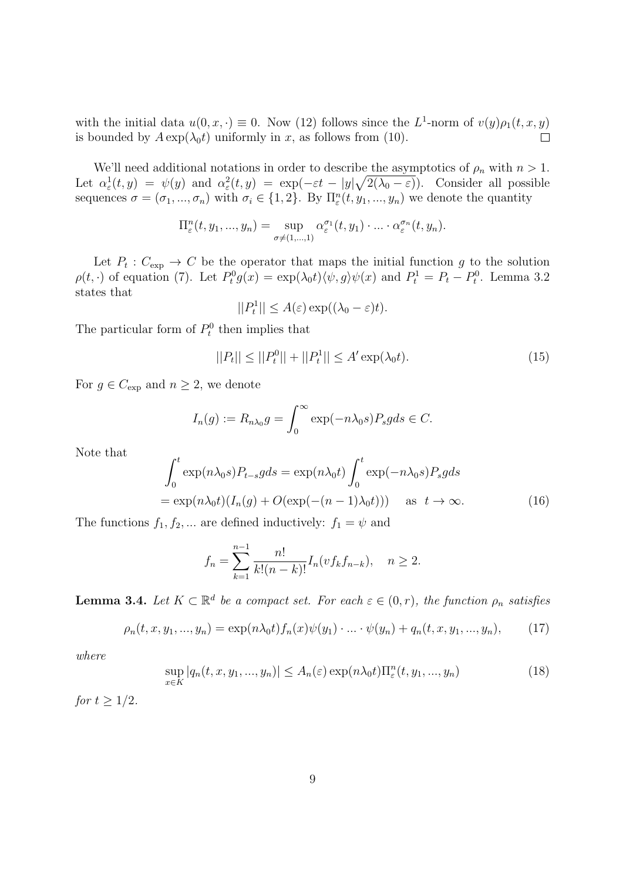with the initial data $u(0, x, \cdot) \equiv 0$. Now (12) follows since the $L^1$-norm of $v(y)\rho_1(t, x, y)$ is bounded by $A \exp(\lambda_0 t)$ uniformly in $x$, as follows from (10). $\square$

We'll need additional notations in order to describe the asymptotics of $\rho_n$ with $n > 1$. Let $\alpha^1_\varepsilon(t, y) = \psi(y)$ and $\alpha^2_\varepsilon(t, y) = \exp(-\varepsilon t - |y|\sqrt{2(\lambda_0 - \varepsilon)})$. Consider all possible sequences $\sigma = (\sigma_1, ..., \sigma_n)$ with $\sigma_i \in \{1, 2\}$. By $\Pi^n_\varepsilon(t, y_1, ..., y_n)$ we denote the quantity

$$\Pi^n_\varepsilon(t, y_1, ..., y_n) = \sup_{\sigma \neq (1,...,1)} \alpha^{\sigma_1}_\varepsilon(t, y_1) \cdot ... \cdot \alpha^{\sigma_n}_\varepsilon(t, y_n).$$

Let $P_t : C_{\exp} \to C$ be the operator that maps the initial function $g$ to the solution $\rho(t, \cdot)$ of equation (7). Let $P^0_t g(x) = \exp(\lambda_0 t)\langle \psi, g\rangle \psi(x)$ and $P^1_t = P_t - P^0_t$. Lemma 3.2 states that

$$||P^1_t|| \leq A(\varepsilon) \exp((\lambda_0 - \varepsilon)t).$$

The particular form of $P^0_t$ then implies that

$$||P_t|| \leq ||P^0_t|| + ||P^1_t|| \leq A' \exp(\lambda_0 t). \tag{15}$$

For $g \in C_{\exp}$ and $n \geq 2$, we denote

$$I_n(g) := R_{n\lambda_0} g = \int_0^\infty \exp(-n\lambda_0 s) P_s g ds \in C.$$

Note that

$$\begin{aligned}
&\int_0^t \exp(n\lambda_0 s) P_{t-s} g ds = \exp(n\lambda_0 t) \int_0^t \exp(-n\lambda_0 s) P_s g ds \\
&= \exp(n\lambda_0 t)(I_n(g) + O(\exp(-(n-1)\lambda_0 t))) \quad \text{ as } \ t \to \infty.
\end{aligned} \tag{16}$$

The functions $f_1, f_2, ...$ are defined inductively: $f_1 = \psi$ and

$$f_n = \sum_{k=1}^{n-1} \frac{n!}{k!(n-k)!} I_n(v f_k f_{n-k}), \quad n \geq 2.$$

**Lemma 3.4.** *Let $K \subset \mathbb{R}^d$ be a compact set. For each $\varepsilon \in (0, r)$, the function $\rho_n$ satisfies*

$$\rho_n(t, x, y_1, ..., y_n) = \exp(n\lambda_0 t) f_n(x) \psi(y_1) \cdot ... \cdot \psi(y_n) + q_n(t, x, y_1, ..., y_n), \tag{17}$$

*where*

$$\sup_{x \in K} |q_n(t, x, y_1, ..., y_n)| \leq A_n(\varepsilon) \exp(n\lambda_0 t) \Pi^n_\varepsilon(t, y_1, ..., y_n) \tag{18}$$

*for $t \geq 1/2$.*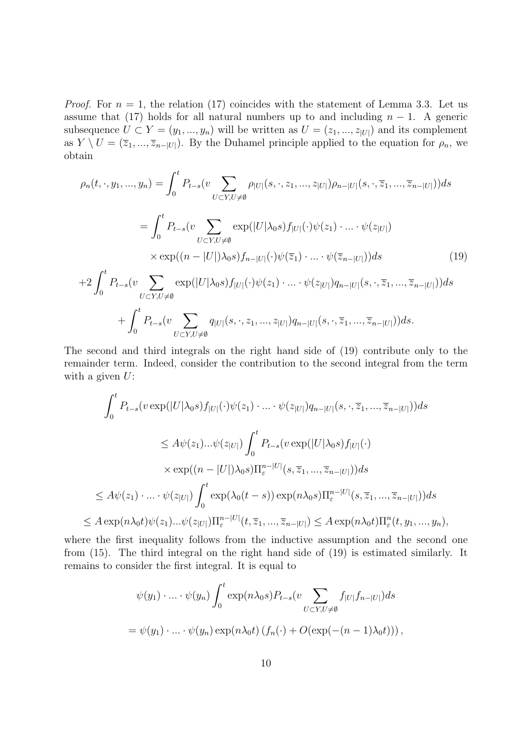*Proof.* For $n = 1$, the relation (17) coincides with the statement of Lemma 3.3. Let us assume that (17) holds for all natural numbers up to and including $n-1$. A generic subsequence $U \subset Y = (y_1, ..., y_n)$ will be written as $U = (z_1, ..., z_{|U|})$ and its complement as $Y \setminus U = (\overline{z}_1, ..., \overline{z}_{n-|U|})$. By the Duhamel principle applied to the equation for $\rho_n$, we obtain

$$
\rho_n(t, \cdot, y_1, ..., y_n) = \int_0^t P_{t-s}(v \sum_{U \subset Y, U \neq \emptyset} \rho_{|U|}(s, \cdot, z_1, ..., z_{|U|}) \rho_{n-|U|}(s, \cdot, \overline{z}_1, ..., \overline{z}_{n-|U|})) ds
$$

$$
= \int_0^t P_{t-s}(v \sum_{U \subset Y, U \neq \emptyset} \exp(|U| \lambda_0 s) f_{|U|}(\cdot) \psi(z_1) \cdot ... \cdot \psi(z_{|U|})
$$

$$
\times \exp((n - |U|)\lambda_0 s) f_{n-|U|}(\cdot) \psi(\overline{z}_1) \cdot ... \cdot \psi(\overline{z}_{n-|U|})) ds \tag{19}
$$

$$
+2 \int_0^t P_{t-s}(v \sum_{U \subset Y, U \neq \emptyset} \exp(|U| \lambda_0 s) f_{|U|}(\cdot) \psi(z_1) \cdot ... \cdot \psi(z_{|U|}) q_{n-|U|}(s, \cdot, \overline{z}_1, ..., \overline{z}_{n-|U|})) ds
$$

$$
+ \int_0^t P_{t-s}(v \sum_{U \subset Y, U \neq \emptyset} q_{|U|}(s, \cdot, z_1, ..., z_{|U|}) q_{n-|U|}(s, \cdot, \overline{z}_1, ..., \overline{z}_{n-|U|})) ds.
$$

The second and third integrals on the right hand side of (19) contribute only to the remainder term. Indeed, consider the contribution to the second integral from the term with a given $U$:

$$
\int_0^t P_{t-s}(v \exp(|U| \lambda_0 s) f_{|U|}(\cdot) \psi(z_1) \cdot ... \cdot \psi(z_{|U|}) q_{n-|U|}(s, \cdot, \overline{z}_1, ..., \overline{z}_{n-|U|})) ds
$$

$$
\leq A \psi(z_1) ... \psi(z_{|U|}) \int_0^t P_{t-s}(v \exp(|U| \lambda_0 s) f_{|U|}(\cdot)
$$

$$
\times \exp((n - |U|)\lambda_0 s) \Pi_\varepsilon^{n-|U|}(s, \overline{z}_1, ..., \overline{z}_{n-|U|})) ds
$$

$$
\leq A \psi(z_1) \cdot ... \cdot \psi(z_{|U|}) \int_0^t \exp(\lambda_0 (t-s)) \exp(n \lambda_0 s) \Pi_\varepsilon^{n-|U|}(s, \overline{z}_1, ..., \overline{z}_{n-|U|})) ds
$$

$$
\leq A \exp(n \lambda_0 t) \psi(z_1) ... \psi(z_{|U|}) \Pi_\varepsilon^{n-|U|}(t, \overline{z}_1, ..., \overline{z}_{n-|U|}) \leq A \exp(n \lambda_0 t) \Pi_\varepsilon^n(t, y_1, ..., y_n),
$$

where the first inequality follows from the inductive assumption and the second one from (15). The third integral on the right hand side of (19) is estimated similarly. It remains to consider the first integral. It is equal to

$$
\psi(y_1) \cdot ... \cdot \psi(y_n) \int_0^t \exp(n \lambda_0 s) P_{t-s}(v \sum_{U \subset Y, U \neq \emptyset} f_{|U|} f_{n-|U|}) ds
$$

$$
= \psi(y_1) \cdot ... \cdot \psi(y_n) \exp(n \lambda_0 t) \left( f_n(\cdot) + O(\exp(-(n-1)\lambda_0 t)) \right),
$$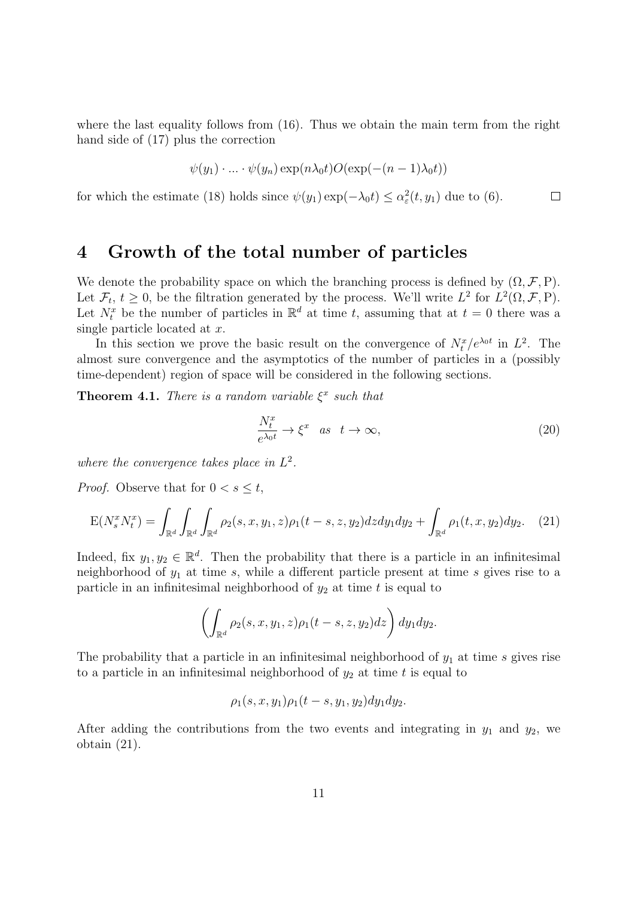where the last equality follows from (16). Thus we obtain the main term from the right hand side of (17) plus the correction

$$\psi(y_1) \cdot ... \cdot \psi(y_n) \exp(n\lambda_0 t) O(\exp(-(n-1)\lambda_0 t))$$

for which the estimate (18) holds since $\psi(y_1) \exp(-\lambda_0 t) \leq \alpha_\varepsilon^2(t, y_1)$ due to (6). $\square$

## 4 Growth of the total number of particles

We denote the probability space on which the branching process is defined by $(\Omega, \mathcal{F}, \mathrm{P})$. Let $\mathcal{F}_t$, $t \geq 0$, be the filtration generated by the process. We'll write $L^2$ for $L^2(\Omega, \mathcal{F}, \mathrm{P})$. Let $N_t^x$ be the number of particles in $\mathbb{R}^d$ at time $t$, assuming that at $t = 0$ there was a single particle located at $x$.

In this section we prove the basic result on the convergence of $N_t^x / e^{\lambda_0 t}$ in $L^2$. The almost sure convergence and the asymptotics of the number of particles in a (possibly time-dependent) region of space will be considered in the following sections.

**Theorem 4.1.** *There is a random variable $\xi^x$ such that*

$$\frac{N_t^x}{e^{\lambda_0 t}} \to \xi^x \quad as \quad t \to \infty, \tag{20}$$

*where the convergence takes place in $L^2$.*

*Proof.* Observe that for $0 < s \leq t$,

$$\mathrm{E}(N_s^x N_t^x) = \int_{\mathbb{R}^d} \int_{\mathbb{R}^d} \int_{\mathbb{R}^d} \rho_2(s, x, y_1, z) \rho_1(t-s, z, y_2) dz dy_1 dy_2 + \int_{\mathbb{R}^d} \rho_1(t, x, y_2) dy_2. \tag{21}$$

Indeed, fix $y_1, y_2 \in \mathbb{R}^d$. Then the probability that there is a particle in an infinitesimal neighborhood of $y_1$ at time $s$, while a different particle present at time $s$ gives rise to a particle in an infinitesimal neighborhood of $y_2$ at time $t$ is equal to

$$\left( \int_{\mathbb{R}^d} \rho_2(s, x, y_1, z) \rho_1(t-s, z, y_2) dz \right) dy_1 dy_2.$$

The probability that a particle in an infinitesimal neighborhood of $y_1$ at time $s$ gives rise to a particle in an infinitesimal neighborhood of $y_2$ at time $t$ is equal to

$$\rho_1(s, x, y_1) \rho_1(t-s, y_1, y_2) dy_1 dy_2.$$

After adding the contributions from the two events and integrating in $y_1$ and $y_2$, we obtain (21).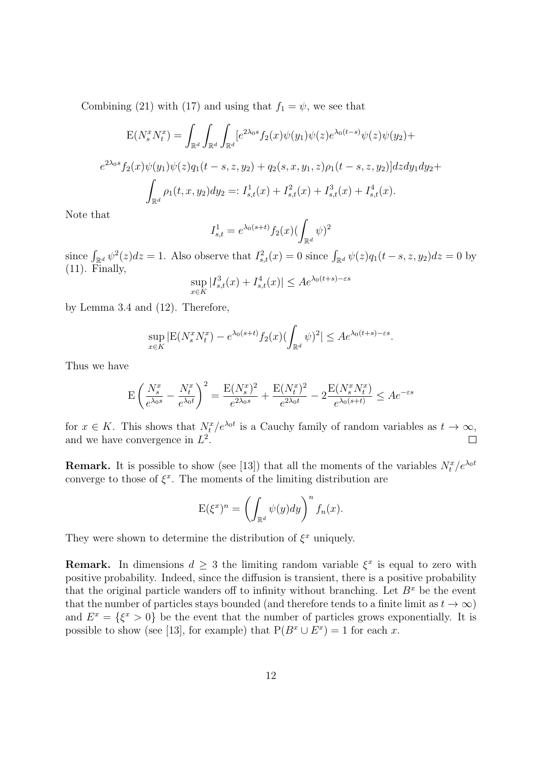Combining (21) with (17) and using that $f_1 = \psi$, we see that

$$\mathrm{E}(N_s^x N_t^x) = \int_{\mathbb{R}^d}\int_{\mathbb{R}^d}\int_{\mathbb{R}^d}[e^{2\lambda_0 s} f_2(x)\psi(y_1)\psi(z)e^{\lambda_0(t-s)}\psi(z)\psi(y_2)+$$

$$e^{2\lambda_0 s} f_2(x)\psi(y_1)\psi(z)q_1(t-s,z,y_2) + q_2(s,x,y_1,z)\rho_1(t-s,z,y_2)]dzdy_1dy_2+$$

$$\int_{\mathbb{R}^d}\rho_1(t,x,y_2)dy_2 =: I^1_{s,t}(x) + I^2_{s,t}(x) + I^3_{s,t}(x) + I^4_{s,t}(x).$$

Note that

$$I^1_{s,t} = e^{\lambda_0(s+t)} f_2(x)(\int_{\mathbb{R}^d}\psi)^2$$

since $\int_{\mathbb{R}^d}\psi^2(z)dz = 1$. Also observe that $I^2_{s,t}(x) = 0$ since $\int_{\mathbb{R}^d}\psi(z)q_1(t-s,z,y_2)dz = 0$ by (11). Finally,

$$\sup_{x\in K}|I^3_{s,t}(x) + I^4_{s,t}(x)| \le Ae^{\lambda_0(t+s)-\varepsilon s}$$

by Lemma 3.4 and (12). Therefore,

$$\sup_{x\in K}|\mathrm{E}(N_s^x N_t^x) - e^{\lambda_0(s+t)} f_2(x)(\int_{\mathbb{R}^d}\psi)^2| \le Ae^{\lambda_0(t+s)-\varepsilon s}.$$

Thus we have

$$\mathrm{E}\left(\frac{N_s^x}{e^{\lambda_0 s}} - \frac{N_t^x}{e^{\lambda_0 t}}\right)^2 = \frac{\mathrm{E}(N_s^x)^2}{e^{2\lambda_0 s}} + \frac{\mathrm{E}(N_t^x)^2}{e^{2\lambda_0 t}} - 2\frac{\mathrm{E}(N_s^x N_t^x)}{e^{\lambda_0(s+t)}} \le Ae^{-\varepsilon s}$$

for $x \in K$. This shows that $N_t^x/e^{\lambda_0 t}$ is a Cauchy family of random variables as $t \to \infty$, and we have convergence in $L^2$. $\square$

**Remark.** It is possible to show (see [13]) that all the moments of the variables $N_t^x/e^{\lambda_0 t}$ converge to those of $\xi^x$. The moments of the limiting distribution are

$$\mathrm{E}(\xi^x)^n = \left(\int_{\mathbb{R}^d}\psi(y)dy\right)^n f_n(x).$$

They were shown to determine the distribution of $\xi^x$ uniquely.

**Remark.** In dimensions $d \ge 3$ the limiting random variable $\xi^x$ is equal to zero with positive probability. Indeed, since the diffusion is transient, there is a positive probability that the original particle wanders off to infinity without branching. Let $B^x$ be the event that the number of particles stays bounded (and therefore tends to a finite limit as $t \to \infty$) and $E^x = \{\xi^x > 0\}$ be the event that the number of particles grows exponentially. It is possible to show (see [13], for example) that $\mathrm{P}(B^x \cup E^x) = 1$ for each $x$.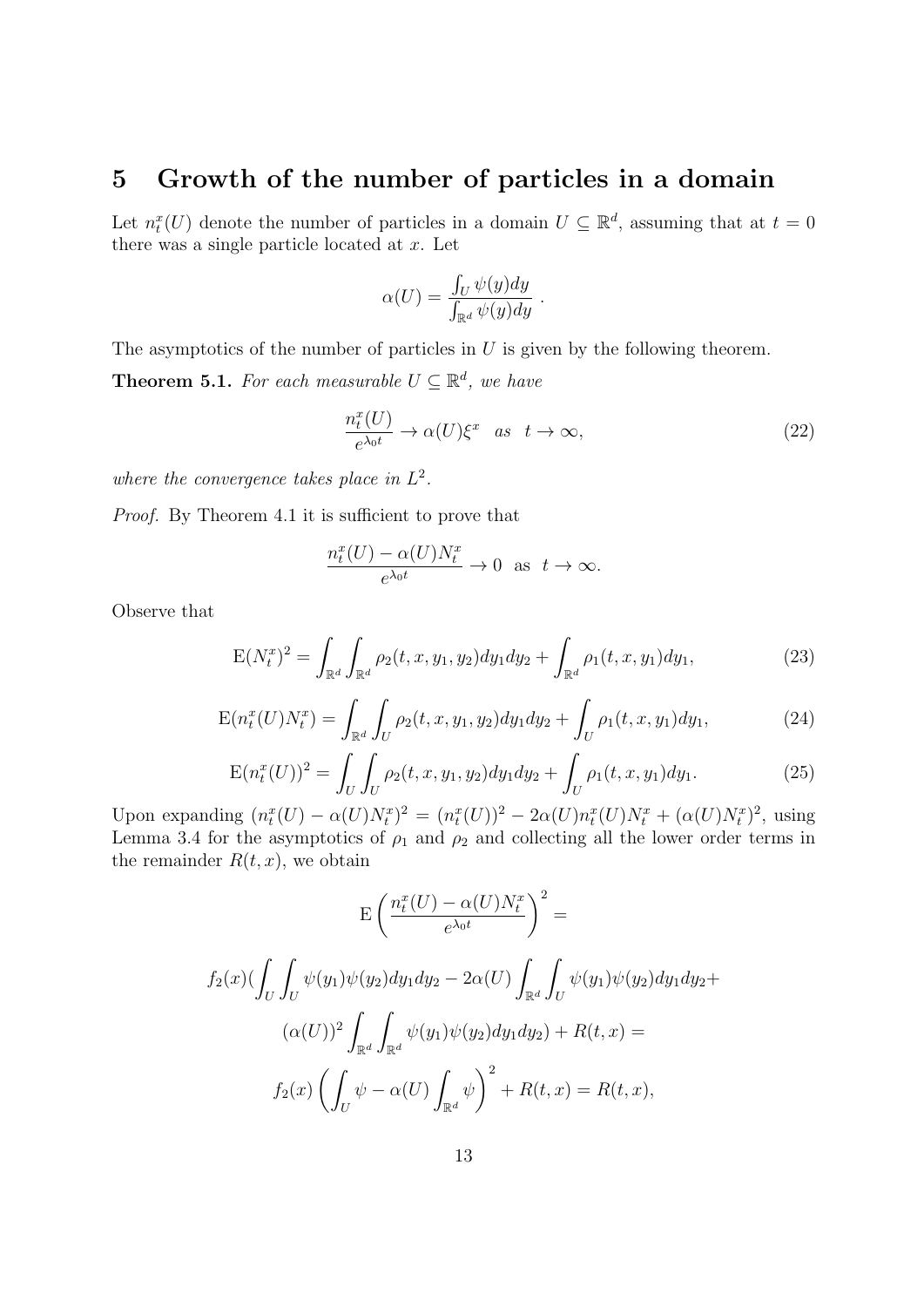## 5 Growth of the number of particles in a domain

Let $n_t^x(U)$ denote the number of particles in a domain $U \subseteq \mathbb{R}^d$, assuming that at $t = 0$ there was a single particle located at $x$. Let

$$\alpha(U) = \frac{\int_U \psi(y)dy}{\int_{\mathbb{R}^d} \psi(y)dy} .$$

The asymptotics of the number of particles in $U$ is given by the following theorem.

**Theorem 5.1.** *For each measurable $U \subseteq \mathbb{R}^d$, we have*

$$\frac{n_t^x(U)}{e^{\lambda_0 t}} \to \alpha(U)\xi^x \quad as \quad t \to \infty, \tag{22}$$

*where the convergence takes place in $L^2$.*

*Proof.* By Theorem 4.1 it is sufficient to prove that

$$\frac{n_t^x(U) - \alpha(U)N_t^x}{e^{\lambda_0 t}} \to 0 \ \text{ as } \ t \to \infty.$$

Observe that

$$\mathrm{E}(N_t^x)^2 = \int_{\mathbb{R}^d}\int_{\mathbb{R}^d} \rho_2(t, x, y_1, y_2)dy_1 dy_2 + \int_{\mathbb{R}^d} \rho_1(t, x, y_1)dy_1, \tag{23}$$

$$\mathrm{E}(n_t^x(U)N_t^x) = \int_{\mathbb{R}^d}\int_U \rho_2(t, x, y_1, y_2)dy_1 dy_2 + \int_U \rho_1(t, x, y_1)dy_1, \tag{24}$$

$$\mathrm{E}(n_t^x(U))^2 = \int_U\int_U \rho_2(t, x, y_1, y_2)dy_1 dy_2 + \int_U \rho_1(t, x, y_1)dy_1. \tag{25}$$

Upon expanding $(n_t^x(U) - \alpha(U)N_t^x)^2 = (n_t^x(U))^2 - 2\alpha(U)n_t^x(U)N_t^x + (\alpha(U)N_t^x)^2$, using Lemma 3.4 for the asymptotics of $\rho_1$ and $\rho_2$ and collecting all the lower order terms in the remainder $R(t, x)$, we obtain

$$\mathrm{E}\left(\frac{n_t^x(U) - \alpha(U)N_t^x}{e^{\lambda_0 t}}\right)^2 =$$

$$f_2(x)\Big(\int_U\int_U \psi(y_1)\psi(y_2)dy_1 dy_2 - 2\alpha(U)\int_{\mathbb{R}^d}\int_U \psi(y_1)\psi(y_2)dy_1 dy_2 +$$

$$(\alpha(U))^2\int_{\mathbb{R}^d}\int_{\mathbb{R}^d} \psi(y_1)\psi(y_2)dy_1 dy_2\Big) + R(t, x) =$$

$$f_2(x)\left(\int_U \psi - \alpha(U)\int_{\mathbb{R}^d} \psi\right)^2 + R(t, x) = R(t, x),$$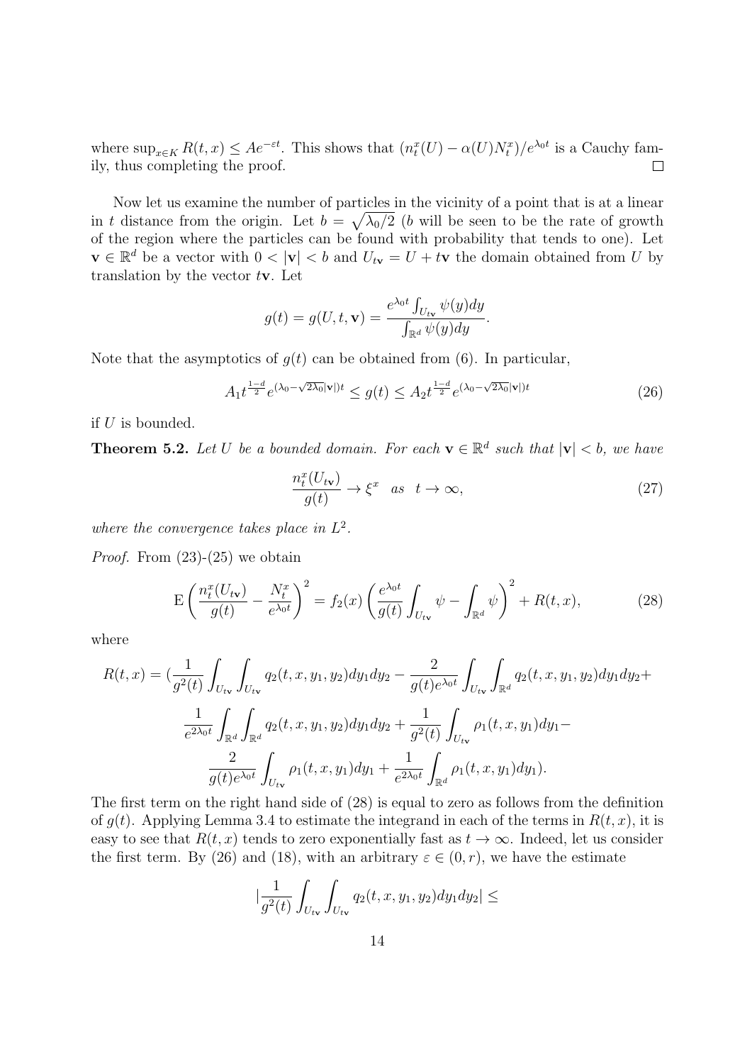where $\sup_{x \in K} R(t,x) \leq Ae^{-\varepsilon t}$. This shows that $(n_t^x(U) - \alpha(U)N_t^x)/e^{\lambda_0 t}$ is a Cauchy family, thus completing the proof. $\square$

Now let us examine the number of particles in the vicinity of a point that is at a linear in $t$ distance from the origin. Let $b = \sqrt{\lambda_0/2}$ ($b$ will be seen to be the rate of growth of the region where the particles can be found with probability that tends to one). Let $\mathbf{v} \in \mathbb{R}^d$ be a vector with $0 < |\mathbf{v}| < b$ and $U_{t\mathbf{v}} = U + t\mathbf{v}$ the domain obtained from $U$ by translation by the vector $t\mathbf{v}$. Let

$$
g(t) = g(U, t, \mathbf{v}) = \frac{e^{\lambda_0 t} \int_{U_{t\mathbf{v}}} \psi(y) dy}{\int_{\mathbb{R}^d} \psi(y) dy}.
$$

Note that the asymptotics of $g(t)$ can be obtained from (6). In particular,

$$
A_1 t^{\frac{1-d}{2}} e^{(\lambda_0 - \sqrt{2\lambda_0}|\mathbf{v}|)t} \leq g(t) \leq A_2 t^{\frac{1-d}{2}} e^{(\lambda_0 - \sqrt{2\lambda_0}|\mathbf{v}|)t} \tag{26}
$$

if $U$ is bounded.

**Theorem 5.2.** *Let $U$ be a bounded domain. For each $\mathbf{v} \in \mathbb{R}^d$ such that $|\mathbf{v}| < b$, we have*

$$
\frac{n_t^x(U_{t\mathbf{v}})}{g(t)} \to \xi^x \quad as \quad t \to \infty, \tag{27}
$$

*where the convergence takes place in $L^2$.*

*Proof.* From (23)-(25) we obtain

$$
\mathrm{E}\left( \frac{n_t^x(U_{t\mathbf{v}})}{g(t)} - \frac{N_t^x}{e^{\lambda_0 t}} \right)^2 = f_2(x) \left( \frac{e^{\lambda_0 t}}{g(t)} \int_{U_{t\mathbf{v}}} \psi - \int_{\mathbb{R}^d} \psi \right)^2 + R(t,x), \tag{28}
$$

where

$$
R(t,x) = \Big(\frac{1}{g^2(t)} \int_{U_{t\mathbf{v}}} \int_{U_{t\mathbf{v}}} q_2(t,x,y_1,y_2) dy_1 dy_2 - \frac{2}{g(t) e^{\lambda_0 t}} \int_{U_{t\mathbf{v}}} \int_{\mathbb{R}^d} q_2(t,x,y_1,y_2) dy_1 dy_2 +
$$
$$
\frac{1}{e^{2\lambda_0 t}} \int_{\mathbb{R}^d} \int_{\mathbb{R}^d} q_2(t,x,y_1,y_2) dy_1 dy_2 + \frac{1}{g^2(t)} \int_{U_{t\mathbf{v}}} \rho_1(t,x,y_1) dy_1 -
$$
$$
\frac{2}{g(t) e^{\lambda_0 t}} \int_{U_{t\mathbf{v}}} \rho_1(t,x,y_1) dy_1 + \frac{1}{e^{2\lambda_0 t}} \int_{\mathbb{R}^d} \rho_1(t,x,y_1) dy_1\Big).
$$

The first term on the right hand side of (28) is equal to zero as follows from the definition of $g(t)$. Applying Lemma 3.4 to estimate the integrand in each of the terms in $R(t,x)$, it is easy to see that $R(t,x)$ tends to zero exponentially fast as $t \to \infty$. Indeed, let us consider the first term. By (26) and (18), with an arbitrary $\varepsilon \in (0, r)$, we have the estimate

$$
\Big|\frac{1}{g^2(t)} \int_{U_{t\mathbf{v}}} \int_{U_{t\mathbf{v}}} q_2(t,x,y_1,y_2) dy_1 dy_2\Big| \leq
$$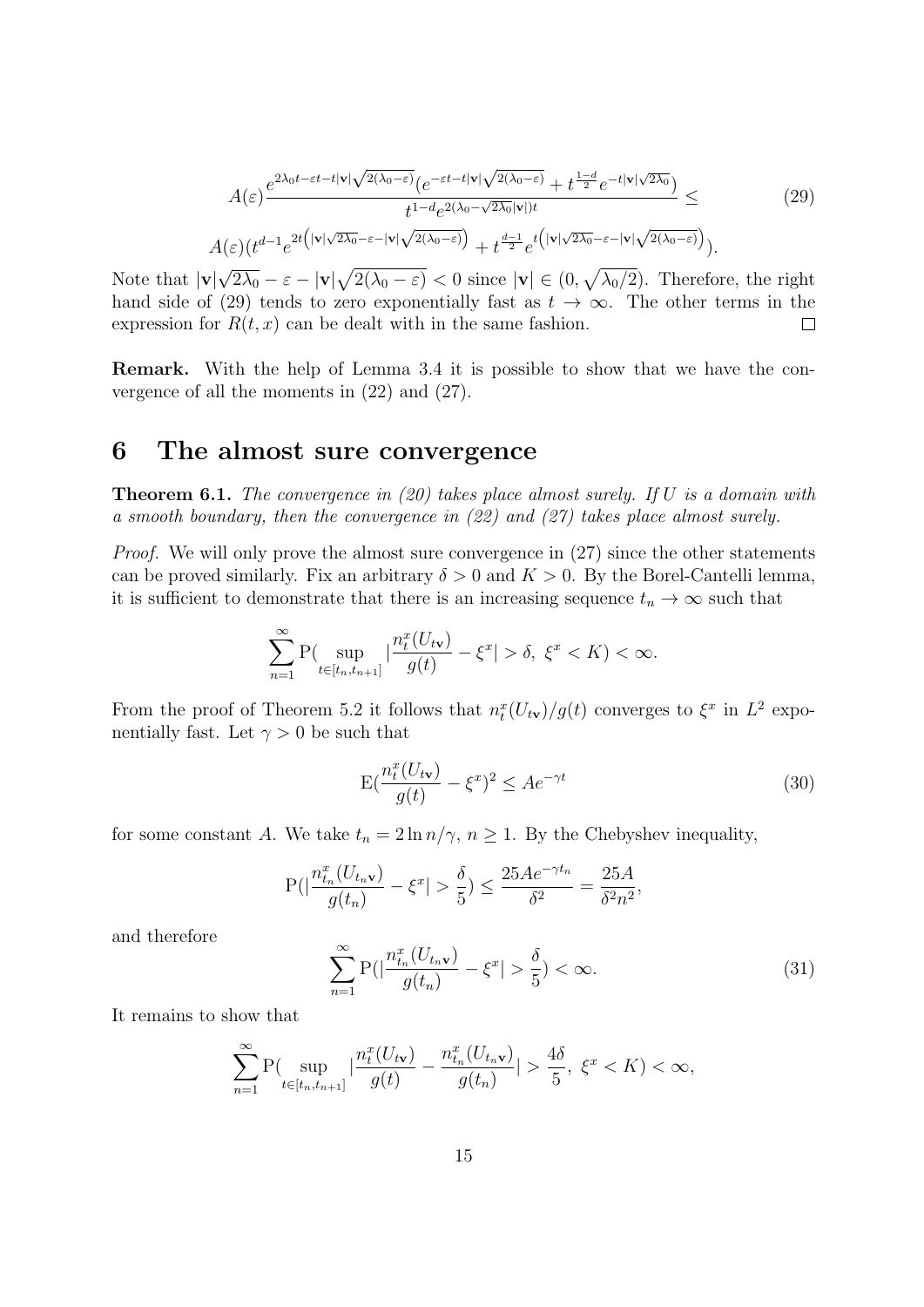$$
A(\varepsilon)\frac{e^{2\lambda_0 t-\varepsilon t-t|\mathbf{v}|\sqrt{2(\lambda_0-\varepsilon)}}(e^{-\varepsilon t-t|\mathbf{v}|\sqrt{2(\lambda_0-\varepsilon)}}+t^{\frac{1-d}{2}}e^{-t|\mathbf{v}|\sqrt{2\lambda_0}})}{t^{1-d}e^{2(\lambda_0-\sqrt{2\lambda_0}|\mathbf{v}|)t}}\le \tag{29}
$$

$$
A(\varepsilon)(t^{d-1}e^{2t\left(|\mathbf{v}|\sqrt{2\lambda_0}-\varepsilon-|\mathbf{v}|\sqrt{2(\lambda_0-\varepsilon)}\right)}+t^{\frac{d-1}{2}}e^{t\left(|\mathbf{v}|\sqrt{2\lambda_0}-\varepsilon-|\mathbf{v}|\sqrt{2(\lambda_0-\varepsilon)}\right)}).
$$

Note that $|\mathbf{v}|\sqrt{2\lambda_0}-\varepsilon-|\mathbf{v}|\sqrt{2(\lambda_0-\varepsilon)}<0$ since $|\mathbf{v}|\in(0,\sqrt{\lambda_0/2})$. Therefore, the right hand side of (29) tends to zero exponentially fast as $t\to\infty$. The other terms in the expression for $R(t,x)$ can be dealt with in the same fashion. $\square$

**Remark.** With the help of Lemma 3.4 it is possible to show that we have the convergence of all the moments in (22) and (27).

# 6 The almost sure convergence

**Theorem 6.1.** *The convergence in (20) takes place almost surely. If $U$ is a domain with a smooth boundary, then the convergence in (22) and (27) takes place almost surely.*

*Proof.* We will only prove the almost sure convergence in (27) since the other statements can be proved similarly. Fix an arbitrary $\delta>0$ and $K>0$. By the Borel-Cantelli lemma, it is sufficient to demonstrate that there is an increasing sequence $t_n\to\infty$ such that

$$
\sum_{n=1}^{\infty}\mathrm{P}(\sup_{t\in[t_n,t_{n+1}]}|\frac{n_t^x(U_{t\mathbf{v}})}{g(t)}-\xi^x|>\delta,\ \xi^x<K)<\infty.
$$

From the proof of Theorem 5.2 it follows that $n_t^x(U_{t\mathbf{v}})/g(t)$ converges to $\xi^x$ in $L^2$ exponentially fast. Let $\gamma>0$ be such that

$$
\mathrm{E}(\frac{n_t^x(U_{t\mathbf{v}})}{g(t)}-\xi^x)^2\le Ae^{-\gamma t} \tag{30}
$$

for some constant $A$. We take $t_n=2\ln n/\gamma$, $n\ge 1$. By the Chebyshev inequality,

$$
\mathrm{P}(|\frac{n_{t_n}^x(U_{t_n\mathbf{v}})}{g(t_n)}-\xi^x|>\frac{\delta}{5})\le\frac{25Ae^{-\gamma t_n}}{\delta^2}=\frac{25A}{\delta^2n^2},
$$

and therefore

$$
\sum_{n=1}^{\infty}\mathrm{P}(|\frac{n_{t_n}^x(U_{t_n\mathbf{v}})}{g(t_n)}-\xi^x|>\frac{\delta}{5})<\infty. \tag{31}
$$

It remains to show that

$$
\sum_{n=1}^{\infty}\mathrm{P}(\sup_{t\in[t_n,t_{n+1}]}|\frac{n_t^x(U_{t\mathbf{v}})}{g(t)}-\frac{n_{t_n}^x(U_{t_n\mathbf{v}})}{g(t_n)}|>\frac{4\delta}{5},\ \xi^x<K)<\infty,
$$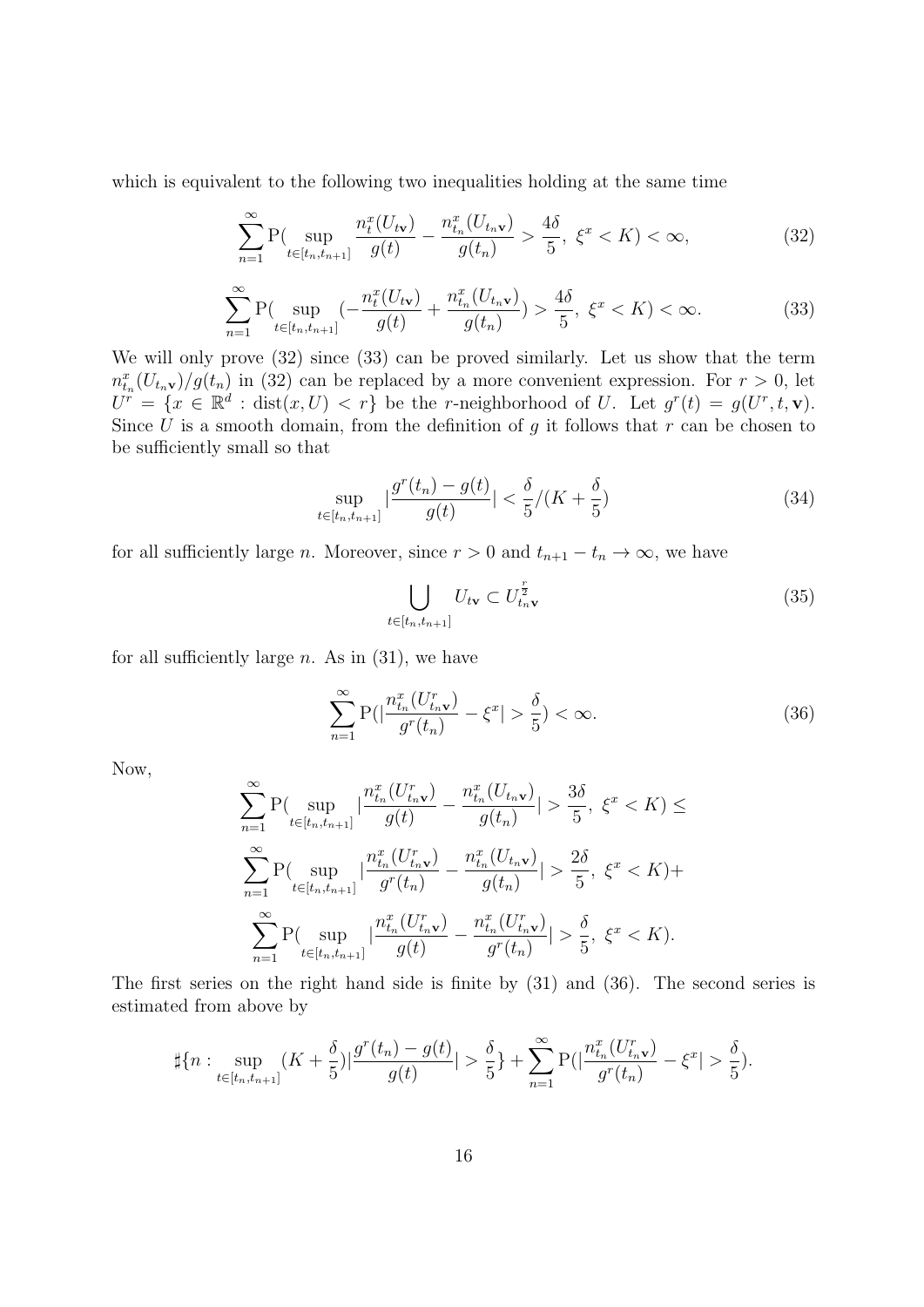which is equivalent to the following two inequalities holding at the same time

$$\sum_{n=1}^{\infty} \mathrm{P}(\sup_{t\in[t_n,t_{n+1}]} \frac{n_t^x(U_{t\mathbf{v}})}{g(t)} - \frac{n_{t_n}^x(U_{t_n\mathbf{v}})}{g(t_n)} > \frac{4\delta}{5},\ \xi^x < K) < \infty, \tag{32}$$

$$\sum_{n=1}^{\infty} \mathrm{P}(\sup_{t\in[t_n,t_{n+1}]} (-\frac{n_t^x(U_{t\mathbf{v}})}{g(t)} + \frac{n_{t_n}^x(U_{t_n\mathbf{v}})}{g(t_n)}) > \frac{4\delta}{5},\ \xi^x < K) < \infty. \tag{33}$$

We will only prove (32) since (33) can be proved similarly. Let us show that the term $n_{t_n}^x(U_{t_n\mathbf{v}})/g(t_n)$ in (32) can be replaced by a more convenient expression. For $r > 0$, let $U^r = \{x \in \mathbb{R}^d : \mathrm{dist}(x, U) < r\}$ be the $r$-neighborhood of $U$. Let $g^r(t) = g(U^r, t, \mathbf{v})$. Since $U$ is a smooth domain, from the definition of $g$ it follows that $r$ can be chosen to be sufficiently small so that

$$\sup_{t\in[t_n,t_{n+1}]} |\frac{g^r(t_n) - g(t)}{g(t)}| < \frac{\delta}{5}/(K + \frac{\delta}{5}) \tag{34}$$

for all sufficiently large $n$. Moreover, since $r > 0$ and $t_{n+1} - t_n \to \infty$, we have

$$\bigcup_{t\in[t_n,t_{n+1}]} U_{t\mathbf{v}} \subset U^{\frac{r}{2}}_{t_n\mathbf{v}} \tag{35}$$

for all sufficiently large $n$. As in (31), we have

$$\sum_{n=1}^{\infty} \mathrm{P}(|\frac{n_{t_n}^x(U^r_{t_n\mathbf{v}})}{g^r(t_n)} - \xi^x| > \frac{\delta}{5}) < \infty. \tag{36}$$

Now,

$$\sum_{n=1}^{\infty} \mathrm{P}(\sup_{t\in[t_n,t_{n+1}]} |\frac{n_{t_n}^x(U^r_{t_n\mathbf{v}})}{g(t)} - \frac{n_{t_n}^x(U_{t_n\mathbf{v}})}{g(t_n)}| > \frac{3\delta}{5},\ \xi^x < K) \le$$

$$\sum_{n=1}^{\infty} \mathrm{P}(\sup_{t\in[t_n,t_{n+1}]} |\frac{n_{t_n}^x(U^r_{t_n\mathbf{v}})}{g^r(t_n)} - \frac{n_{t_n}^x(U_{t_n\mathbf{v}})}{g(t_n)}| > \frac{2\delta}{5},\ \xi^x < K) +$$

$$\sum_{n=1}^{\infty} \mathrm{P}(\sup_{t\in[t_n,t_{n+1}]} |\frac{n_{t_n}^x(U^r_{t_n\mathbf{v}})}{g(t)} - \frac{n_{t_n}^x(U^r_{t_n\mathbf{v}})}{g^r(t_n)}| > \frac{\delta}{5},\ \xi^x < K).$$

The first series on the right hand side is finite by (31) and (36). The second series is estimated from above by

$$\sharp\{n : \sup_{t\in[t_n,t_{n+1}]} (K + \frac{\delta}{5})|\frac{g^r(t_n) - g(t)}{g(t)}| > \frac{\delta}{5}\} + \sum_{n=1}^{\infty} \mathrm{P}(|\frac{n_{t_n}^x(U^r_{t_n\mathbf{v}})}{g^r(t_n)} - \xi^x| > \frac{\delta}{5}).$$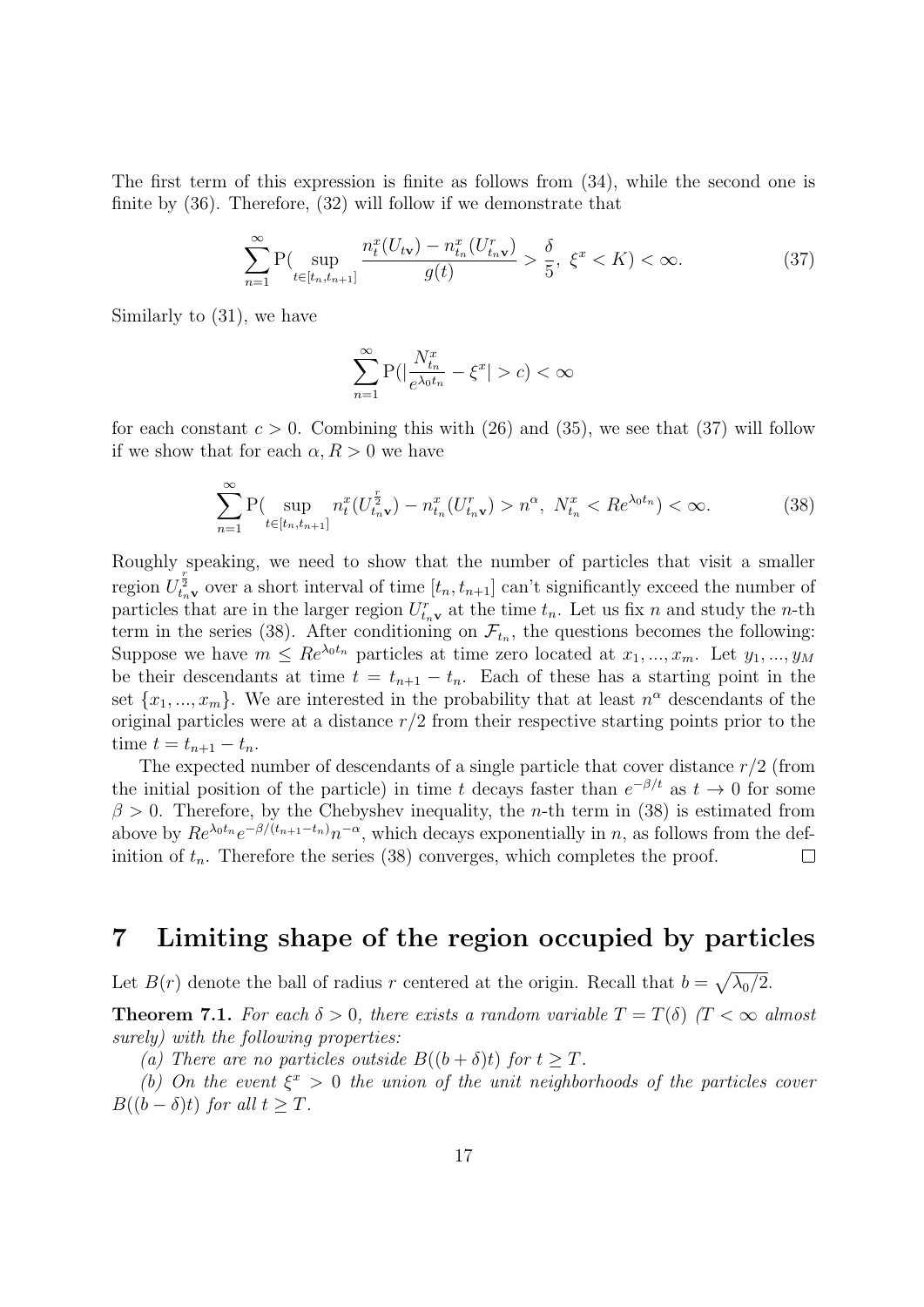The first term of this expression is finite as follows from (34), while the second one is finite by (36). Therefore, (32) will follow if we demonstrate that

$$\sum_{n=1}^{\infty} \mathrm{P}\Big(\sup_{t\in[t_n,t_{n+1}]} \frac{n_t^x(U_{t\mathbf{v}}) - n_{t_n}^x(U_{t_n\mathbf{v}}^r)}{g(t)} > \frac{\delta}{5},\ \xi^x < K\Big) < \infty. \tag{37}$$

Similarly to (31), we have

$$\sum_{n=1}^{\infty} \mathrm{P}\Big(\Big|\frac{N_{t_n}^x}{e^{\lambda_0 t_n}} - \xi^x\Big| > c\Big) < \infty$$

for each constant $c > 0$. Combining this with (26) and (35), we see that (37) will follow if we show that for each $\alpha, R > 0$ we have

$$\sum_{n=1}^{\infty} \mathrm{P}\Big(\sup_{t\in[t_n,t_{n+1}]} n_t^x(U_{t_n\mathbf{v}}^{\frac{r}{2}}) - n_{t_n}^x(U_{t_n\mathbf{v}}^r) > n^{\alpha},\ N_{t_n}^x < Re^{\lambda_0 t_n}\Big) < \infty. \tag{38}$$

Roughly speaking, we need to show that the number of particles that visit a smaller region $U_{t_n\mathbf{v}}^{\frac{r}{2}}$ over a short interval of time $[t_n, t_{n+1}]$ can't significantly exceed the number of particles that are in the larger region $U_{t_n\mathbf{v}}^r$ at the time $t_n$. Let us fix $n$ and study the $n$-th term in the series (38). After conditioning on $\mathcal{F}_{t_n}$, the questions becomes the following: Suppose we have $m \leq Re^{\lambda_0 t_n}$ particles at time zero located at $x_1, ..., x_m$. Let $y_1, ..., y_M$ be their descendants at time $t = t_{n+1} - t_n$. Each of these has a starting point in the set $\{x_1, ..., x_m\}$. We are interested in the probability that at least $n^\alpha$ descendants of the original particles were at a distance $r/2$ from their respective starting points prior to the time $t = t_{n+1} - t_n$.

The expected number of descendants of a single particle that cover distance $r/2$ (from the initial position of the particle) in time $t$ decays faster than $e^{-\beta/t}$ as $t \to 0$ for some $\beta > 0$. Therefore, by the Chebyshev inequality, the $n$-th term in (38) is estimated from above by $Re^{\lambda_0 t_n} e^{-\beta/(t_{n+1}-t_n)} n^{-\alpha}$, which decays exponentially in $n$, as follows from the definition of $t_n$. Therefore the series (38) converges, which completes the proof. $\square$

# 7 Limiting shape of the region occupied by particles

Let $B(r)$ denote the ball of radius $r$ centered at the origin. Recall that $b = \sqrt{\lambda_0/2}$.

**Theorem 7.1.** *For each $\delta > 0$, there exists a random variable $T = T(\delta)$ ($T < \infty$ almost surely) with the following properties:*

*(a) There are no particles outside $B((b+\delta)t)$ for $t \geq T$.*

*(b) On the event $\xi^x > 0$ the union of the unit neighborhoods of the particles cover $B((b-\delta)t)$ for all $t \geq T$.*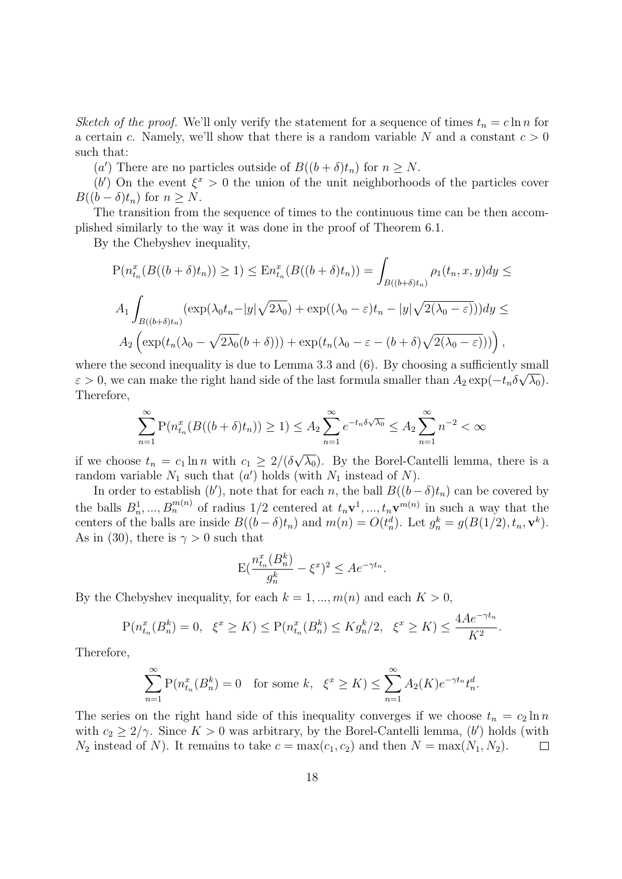*Sketch of the proof.* We'll only verify the statement for a sequence of times $t_n = c \ln n$ for a certain $c$. Namely, we'll show that there is a random variable $N$ and a constant $c > 0$ such that:

$(a')$ There are no particles outside of $B((b+\delta)t_n)$ for $n \geq N$.

$(b')$ On the event $\xi^x > 0$ the union of the unit neighborhoods of the particles cover $B((b-\delta)t_n)$ for $n \geq N$.

The transition from the sequence of times to the continuous time can be then accomplished similarly to the way it was done in the proof of Theorem 6.1.

By the Chebyshev inequality,

$$
\mathrm{P}(n^x_{t_n}(B((b+\delta)t_n)) \geq 1) \leq \mathrm{E} n^x_{t_n}(B((b+\delta)t_n)) = \int_{B((b+\delta)t_n)} \rho_1(t_n, x, y) dy \leq
$$

$$
A_1 \int_{B((b+\delta)t_n)} (\exp(\lambda_0 t_n - |y|\sqrt{2\lambda_0}) + \exp((\lambda_0 - \varepsilon)t_n - |y|\sqrt{2(\lambda_0 - \varepsilon)})) dy \leq
$$

$$
A_2 \left( \exp(t_n(\lambda_0 - \sqrt{2\lambda_0}(b+\delta))) + \exp(t_n(\lambda_0 - \varepsilon - (b+\delta)\sqrt{2(\lambda_0 - \varepsilon)})) \right),
$$

where the second inequality is due to Lemma 3.3 and (6). By choosing a sufficiently small $\varepsilon > 0$, we can make the right hand side of the last formula smaller than $A_2 \exp(-t_n \delta \sqrt{\lambda_0})$. Therefore,

$$
\sum_{n=1}^{\infty} \mathrm{P}(n^x_{t_n}(B((b+\delta)t_n)) \geq 1) \leq A_2 \sum_{n=1}^{\infty} e^{-t_n \delta \sqrt{\lambda_0}} \leq A_2 \sum_{n=1}^{\infty} n^{-2} < \infty
$$

if we choose $t_n = c_1 \ln n$ with $c_1 \geq 2/(\delta\sqrt{\lambda_0})$. By the Borel-Cantelli lemma, there is a random variable $N_1$ such that $(a')$ holds (with $N_1$ instead of $N$).

In order to establish $(b')$, note that for each $n$, the ball $B((b-\delta)t_n)$ can be covered by the balls $B^1_n, ..., B^{m(n)}_n$ of radius $1/2$ centered at $t_n \mathbf{v}^1, ..., t_n \mathbf{v}^{m(n)}$ in such a way that the centers of the balls are inside $B((b-\delta)t_n)$ and $m(n) = O(t_n^d)$. Let $g^k_n = g(B(1/2), t_n, \mathbf{v}^k)$. As in (30), there is $\gamma > 0$ such that

$$
\mathrm{E}(\frac{n^x_{t_n}(B^k_n)}{g^k_n} - \xi^x)^2 \leq A e^{-\gamma t_n}.
$$

By the Chebyshev inequality, for each $k = 1, ..., m(n)$ and each $K > 0$,

$$
\mathrm{P}(n^x_{t_n}(B^k_n) = 0, \;\; \xi^x \geq K) \leq \mathrm{P}(n^x_{t_n}(B^k_n) \leq K g^k_n/2, \;\; \xi^x \geq K) \leq \frac{4Ae^{-\gamma t_n}}{K^2}.
$$

Therefore,

$$
\sum_{n=1}^{\infty} \mathrm{P}(n^x_{t_n}(B^k_n) = 0 \quad \text{for some } k, \;\; \xi^x \geq K) \leq \sum_{n=1}^{\infty} A_2(K) e^{-\gamma t_n} t_n^d.
$$

The series on the right hand side of this inequality converges if we choose $t_n = c_2 \ln n$ with $c_2 \geq 2/\gamma$. Since $K > 0$ was arbitrary, by the Borel-Cantelli lemma, $(b')$ holds (with $N_2$ instead of $N$). It remains to take $c = \max(c_1, c_2)$ and then $N = \max(N_1, N_2)$. $\square$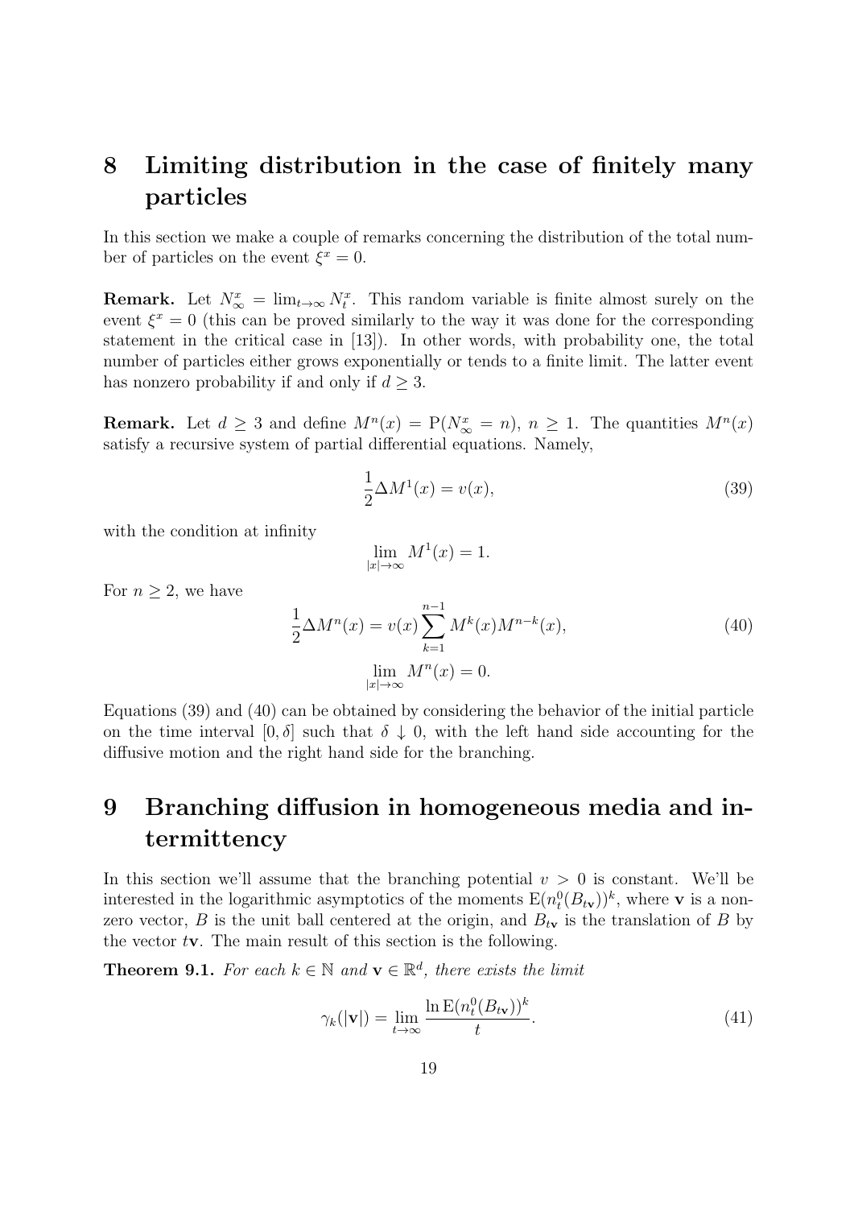# 8 Limiting distribution in the case of finitely many particles

In this section we make a couple of remarks concerning the distribution of the total number of particles on the event $\xi^x = 0$.

**Remark.** Let $N^x_\infty = \lim_{t\to\infty} N^x_t$. This random variable is finite almost surely on the event $\xi^x = 0$ (this can be proved similarly to the way it was done for the corresponding statement in the critical case in [13]). In other words, with probability one, the total number of particles either grows exponentially or tends to a finite limit. The latter event has nonzero probability if and only if $d \geq 3$.

**Remark.** Let $d \geq 3$ and define $M^n(x) = \mathrm{P}(N^x_\infty = n)$, $n \geq 1$. The quantities $M^n(x)$ satisfy a recursive system of partial differential equations. Namely,

$$\frac{1}{2}\Delta M^1(x) = v(x), \tag{39}$$

with the condition at infinity

$$\lim_{|x|\to\infty} M^1(x) = 1.$$

For $n \geq 2$, we have

$$\frac{1}{2}\Delta M^n(x) = v(x)\sum_{k=1}^{n-1} M^k(x)M^{n-k}(x), \tag{40}$$

$$\lim_{|x|\to\infty} M^n(x) = 0.$$

Equations (39) and (40) can be obtained by considering the behavior of the initial particle on the time interval $[0, \delta]$ such that $\delta \downarrow 0$, with the left hand side accounting for the diffusive motion and the right hand side for the branching.

# 9 Branching diffusion in homogeneous media and intermittency

In this section we'll assume that the branching potential $v > 0$ is constant. We'll be interested in the logarithmic asymptotics of the moments $\mathrm{E}(n^0_t(B_{t\mathbf{v}}))^k$, where $\mathbf{v}$ is a nonzero vector, $B$ is the unit ball centered at the origin, and $B_{t\mathbf{v}}$ is the translation of $B$ by the vector $t\mathbf{v}$. The main result of this section is the following.

**Theorem 9.1.** *For each $k \in \mathbb{N}$ and $\mathbf{v} \in \mathbb{R}^d$, there exists the limit*

$$\gamma_k(|\mathbf{v}|) = \lim_{t\to\infty} \frac{\ln \mathrm{E}(n^0_t(B_{t\mathbf{v}}))^k}{t}. \tag{41}$$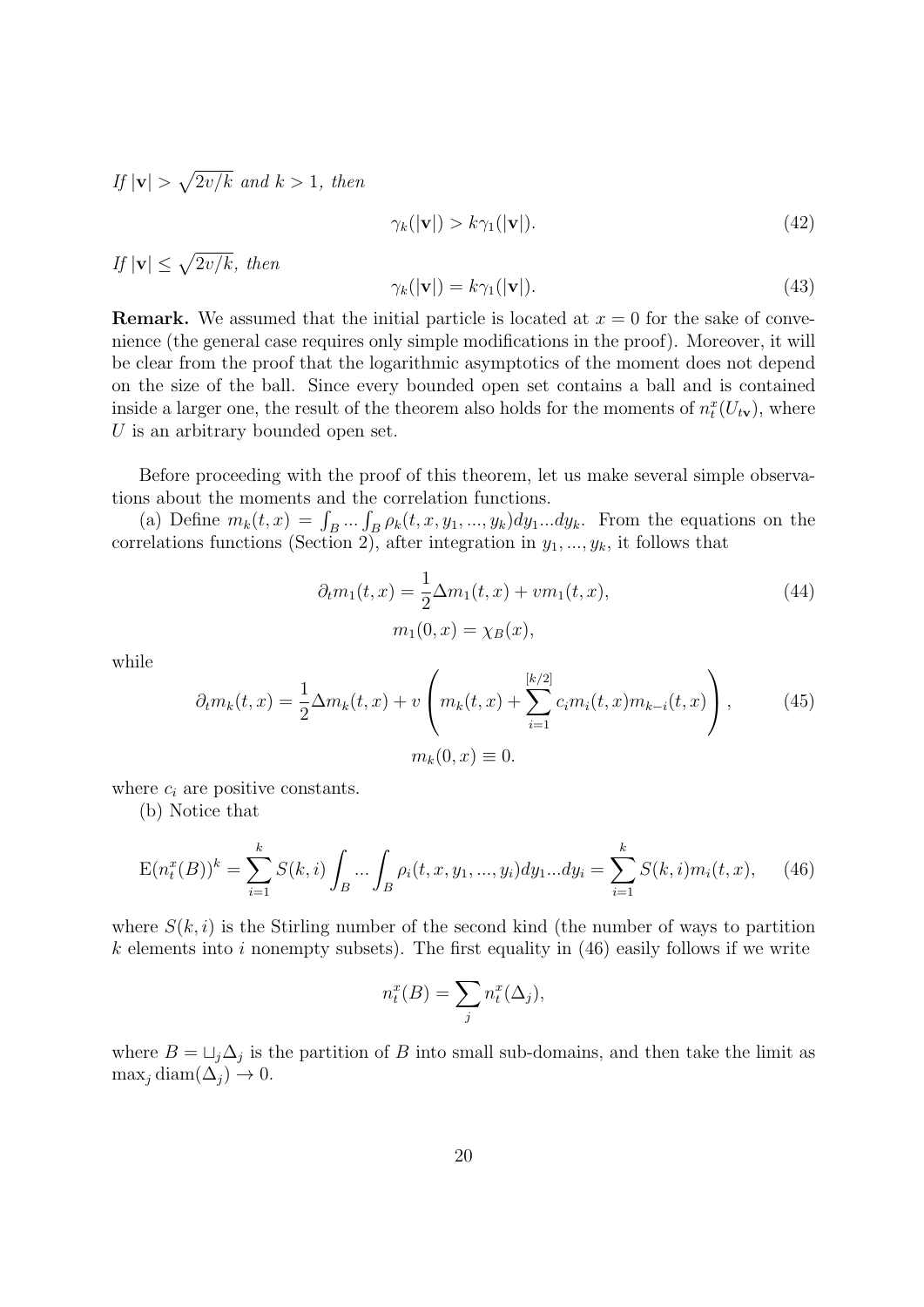*If* $|\mathbf{v}| > \sqrt{2v/k}$ *and* $k > 1$, *then*

$$\gamma_k(|\mathbf{v}|) > k\gamma_1(|\mathbf{v}|). \tag{42}$$

*If* $|\mathbf{v}| \leq \sqrt{2v/k}$, *then*

$$\gamma_k(|\mathbf{v}|) = k\gamma_1(|\mathbf{v}|). \tag{43}$$

**Remark.** We assumed that the initial particle is located at $x = 0$ for the sake of convenience (the general case requires only simple modifications in the proof). Moreover, it will be clear from the proof that the logarithmic asymptotics of the moment does not depend on the size of the ball. Since every bounded open set contains a ball and is contained inside a larger one, the result of the theorem also holds for the moments of $n_t^x(U_{t\mathbf{v}})$, where $U$ is an arbitrary bounded open set.

Before proceeding with the proof of this theorem, let us make several simple observations about the moments and the correlation functions.

(a) Define $m_k(t,x) = \int_B ... \int_B \rho_k(t,x,y_1,...,y_k)dy_1...dy_k$. From the equations on the correlations functions (Section 2), after integration in $y_1, ..., y_k$, it follows that

$$\partial_t m_1(t,x) = \frac{1}{2}\Delta m_1(t,x) + vm_1(t,x), \tag{44}$$
$$m_1(0,x) = \chi_B(x),$$

while

$$\partial_t m_k(t,x) = \frac{1}{2}\Delta m_k(t,x) + v\left(m_k(t,x) + \sum_{i=1}^{[k/2]} c_i m_i(t,x)m_{k-i}(t,x)\right), \tag{45}$$
$$m_k(0,x) \equiv 0.$$

where $c_i$ are positive constants.

(b) Notice that

$$\mathrm{E}(n_t^x(B))^k = \sum_{i=1}^{k} S(k,i)\int_B ... \int_B \rho_i(t,x,y_1,...,y_i)dy_1...dy_i = \sum_{i=1}^{k} S(k,i)m_i(t,x), \tag{46}$$

where $S(k,i)$ is the Stirling number of the second kind (the number of ways to partition $k$ elements into $i$ nonempty subsets). The first equality in (46) easily follows if we write

$$n_t^x(B) = \sum_j n_t^x(\Delta_j),$$

where $B = \sqcup_j \Delta_j$ is the partition of $B$ into small sub-domains, and then take the limit as $\max_j \mathrm{diam}(\Delta_j) \to 0$.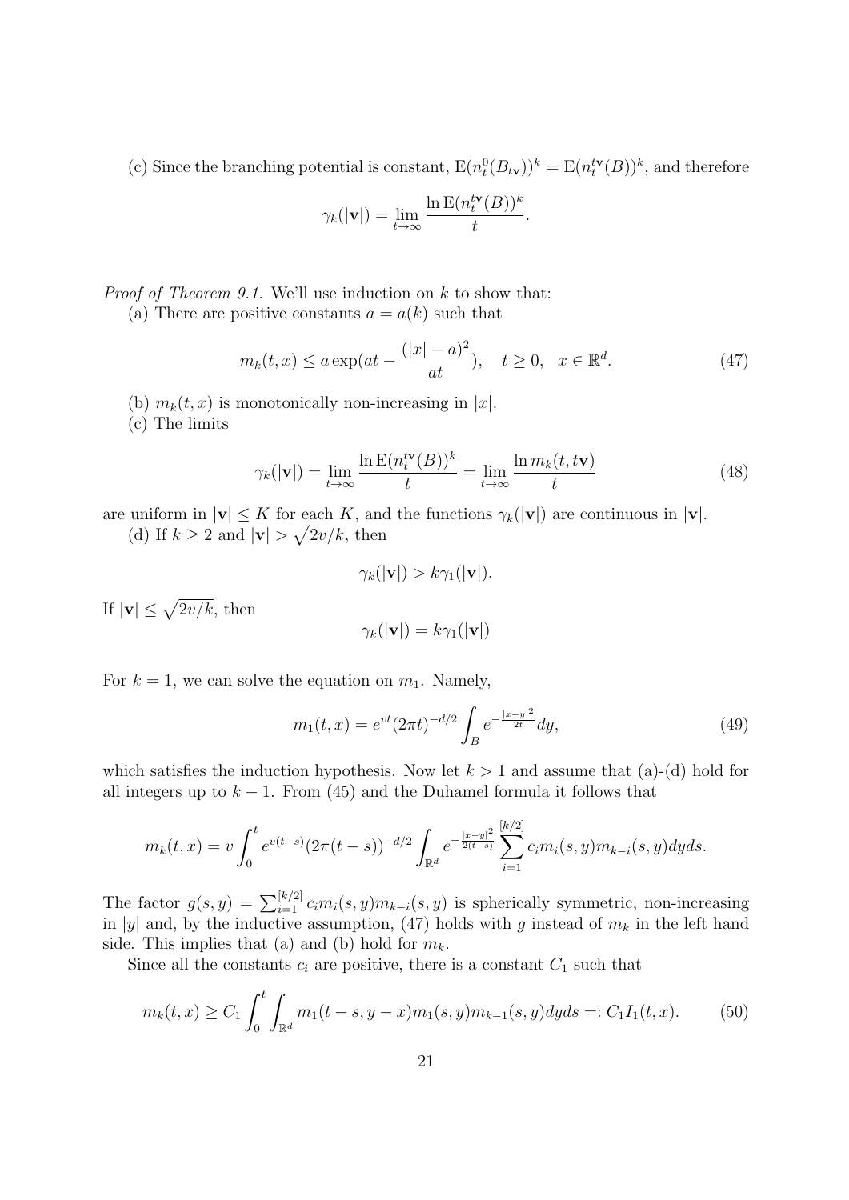(c) Since the branching potential is constant, $\mathrm{E}(n_t^0(B_{t\mathbf{v}}))^k = \mathrm{E}(n_t^{t\mathbf{v}}(B))^k$, and therefore

$$\gamma_k(|\mathbf{v}|) = \lim_{t\to\infty} \frac{\ln \mathrm{E}(n_t^{t\mathbf{v}}(B))^k}{t}.$$

*Proof of Theorem 9.1.* We'll use induction on $k$ to show that:

(a) There are positive constants $a = a(k)$ such that

$$m_k(t,x) \le a\exp(at - \frac{(|x|-a)^2}{at}), \quad t \ge 0, \quad x \in \mathbb{R}^d. \tag{47}$$

(b) $m_k(t,x)$ is monotonically non-increasing in $|x|$.

(c) The limits

$$\gamma_k(|\mathbf{v}|) = \lim_{t\to\infty} \frac{\ln \mathrm{E}(n_t^{t\mathbf{v}}(B))^k}{t} = \lim_{t\to\infty} \frac{\ln m_k(t, t\mathbf{v})}{t} \tag{48}$$

are uniform in $|\mathbf{v}| \le K$ for each $K$, and the functions $\gamma_k(|\mathbf{v}|)$ are continuous in $|\mathbf{v}|$.

(d) If $k \ge 2$ and $|\mathbf{v}| > \sqrt{2v/k}$, then

$$\gamma_k(|\mathbf{v}|) > k\gamma_1(|\mathbf{v}|).$$

If $|\mathbf{v}| \le \sqrt{2v/k}$, then

$$\gamma_k(|\mathbf{v}|) = k\gamma_1(|\mathbf{v}|)$$

For $k = 1$, we can solve the equation on $m_1$. Namely,

$$m_1(t,x) = e^{vt}(2\pi t)^{-d/2} \int_B e^{-\frac{|x-y|^2}{2t}} dy, \tag{49}$$

which satisfies the induction hypothesis. Now let $k > 1$ and assume that (a)-(d) hold for all integers up to $k-1$. From (45) and the Duhamel formula it follows that

$$m_k(t,x) = v\int_0^t e^{v(t-s)}(2\pi(t-s))^{-d/2} \int_{\mathbb{R}^d} e^{-\frac{|x-y|^2}{2(t-s)}} \sum_{i=1}^{[k/2]} c_i m_i(s,y) m_{k-i}(s,y) dy ds.$$

The factor $g(s,y) = \sum_{i=1}^{[k/2]} c_i m_i(s,y) m_{k-i}(s,y)$ is spherically symmetric, non-increasing in $|y|$ and, by the inductive assumption, (47) holds with $g$ instead of $m_k$ in the left hand side. This implies that (a) and (b) hold for $m_k$.

Since all the constants $c_i$ are positive, there is a constant $C_1$ such that

$$m_k(t,x) \ge C_1 \int_0^t \int_{\mathbb{R}^d} m_1(t-s, y-x) m_1(s,y) m_{k-1}(s,y) dy ds =: C_1 I_1(t,x). \tag{50}$$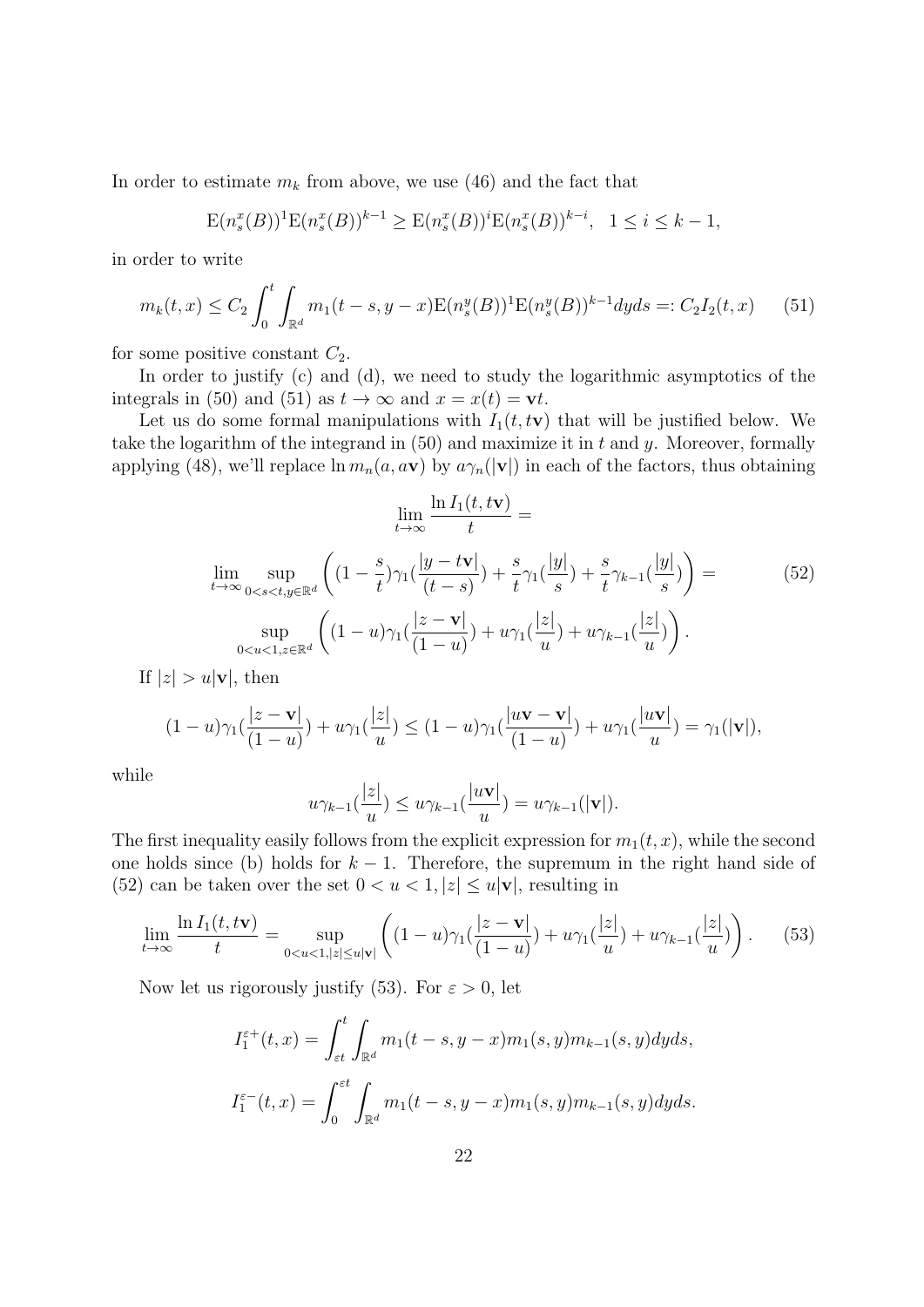In order to estimate $m_k$ from above, we use (46) and the fact that

$$\mathrm{E}(n_s^x(B))^1\mathrm{E}(n_s^x(B))^{k-1} \geq \mathrm{E}(n_s^x(B))^i\mathrm{E}(n_s^x(B))^{k-i}, \quad 1 \leq i \leq k-1,$$

in order to write

$$m_k(t,x) \leq C_2 \int_0^t \int_{\mathbb{R}^d} m_1(t-s, y-x)\mathrm{E}(n_s^y(B))^1\mathrm{E}(n_s^y(B))^{k-1}dyds =: C_2 I_2(t,x) \qquad (51)$$

for some positive constant $C_2$.

In order to justify (c) and (d), we need to study the logarithmic asymptotics of the integrals in (50) and (51) as $t \to \infty$ and $x = x(t) = \mathbf{v}t$.

Let us do some formal manipulations with $I_1(t, t\mathbf{v})$ that will be justified below. We take the logarithm of the integrand in (50) and maximize it in $t$ and $y$. Moreover, formally applying (48), we'll replace $\ln m_n(a, a\mathbf{v})$ by $a\gamma_n(|\mathbf{v}|)$ in each of the factors, thus obtaining

$$\lim_{t\to\infty} \frac{\ln I_1(t, t\mathbf{v})}{t} =$$

$$\lim_{t\to\infty} \sup_{0<s<t, y\in\mathbb{R}^d} \left( (1-\frac{s}{t})\gamma_1(\frac{|y-t\mathbf{v}|}{(t-s)}) + \frac{s}{t}\gamma_1(\frac{|y|}{s}) + \frac{s}{t}\gamma_{k-1}(\frac{|y|}{s}) \right) = \qquad (52)$$

$$\sup_{0<u<1, z\in\mathbb{R}^d} \left( (1-u)\gamma_1(\frac{|z-\mathbf{v}|}{(1-u)}) + u\gamma_1(\frac{|z|}{u}) + u\gamma_{k-1}(\frac{|z|}{u}) \right).$$

If $|z| > u|\mathbf{v}|$, then

$$(1-u)\gamma_1(\frac{|z-\mathbf{v}|}{(1-u)}) + u\gamma_1(\frac{|z|}{u}) \leq (1-u)\gamma_1(\frac{|u\mathbf{v}-\mathbf{v}|}{(1-u)}) + u\gamma_1(\frac{|u\mathbf{v}|}{u}) = \gamma_1(|\mathbf{v}|),$$

while

$$u\gamma_{k-1}(\frac{|z|}{u}) \leq u\gamma_{k-1}(\frac{|u\mathbf{v}|}{u}) = u\gamma_{k-1}(|\mathbf{v}|).$$

The first inequality easily follows from the explicit expression for $m_1(t,x)$, while the second one holds since (b) holds for $k-1$. Therefore, the supremum in the right hand side of (52) can be taken over the set $0 < u < 1, |z| \leq u|\mathbf{v}|$, resulting in

$$\lim_{t\to\infty} \frac{\ln I_1(t, t\mathbf{v})}{t} = \sup_{0<u<1, |z|\leq u|\mathbf{v}|} \left( (1-u)\gamma_1(\frac{|z-\mathbf{v}|}{(1-u)}) + u\gamma_1(\frac{|z|}{u}) + u\gamma_{k-1}(\frac{|z|}{u}) \right). \qquad (53)$$

Now let us rigorously justify (53). For $\varepsilon > 0$, let

$$I_1^{\varepsilon+}(t,x) = \int_{\varepsilon t}^t \int_{\mathbb{R}^d} m_1(t-s, y-x)m_1(s,y)m_{k-1}(s,y)dyds,$$

$$I_1^{\varepsilon-}(t,x) = \int_0^{\varepsilon t} \int_{\mathbb{R}^d} m_1(t-s, y-x)m_1(s,y)m_{k-1}(s,y)dyds.$$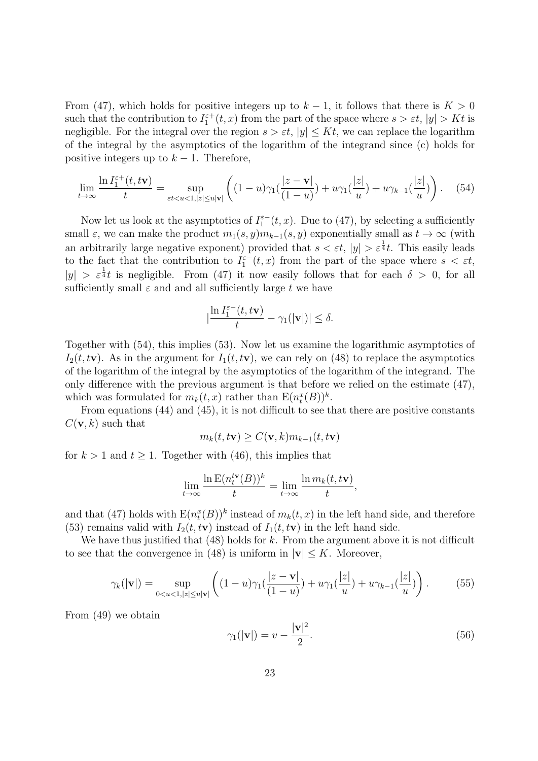From (47), which holds for positive integers up to $k-1$, it follows that there is $K > 0$ such that the contribution to $I_1^{\varepsilon+}(t,x)$ from the part of the space where $s > \varepsilon t$, $|y| > Kt$ is negligible. For the integral over the region $s > \varepsilon t$, $|y| \leq Kt$, we can replace the logarithm of the integral by the asymptotics of the logarithm of the integrand since (c) holds for positive integers up to $k-1$. Therefore,

$$\lim_{t\to\infty} \frac{\ln I_1^{\varepsilon+}(t,t\mathbf{v})}{t} = \sup_{\varepsilon t < u < 1, |z| \leq u|\mathbf{v}|} \left( (1-u)\gamma_1(\frac{|z-\mathbf{v}|}{(1-u)}) + u\gamma_1(\frac{|z|}{u}) + u\gamma_{k-1}(\frac{|z|}{u}) \right). \quad (54)$$

Now let us look at the asymptotics of $I_1^{\varepsilon-}(t,x)$. Due to (47), by selecting a sufficiently small $\varepsilon$, we can make the product $m_1(s,y)m_{k-1}(s,y)$ exponentially small as $t \to \infty$ (with an arbitrarily large negative exponent) provided that $s < \varepsilon t$, $|y| > \varepsilon^{\frac{1}{4}} t$. This easily leads to the fact that the contribution to $I_1^{\varepsilon-}(t,x)$ from the part of the space where $s < \varepsilon t$, $|y| > \varepsilon^{\frac{1}{4}} t$ is negligible. From (47) it now easily follows that for each $\delta > 0$, for all sufficiently small $\varepsilon$ and and all sufficiently large $t$ we have

$$|\frac{\ln I_1^{\varepsilon-}(t,t\mathbf{v})}{t} - \gamma_1(|\mathbf{v}|)| \leq \delta.$$

Together with (54), this implies (53). Now let us examine the logarithmic asymptotics of $I_2(t,t\mathbf{v})$. As in the argument for $I_1(t,t\mathbf{v})$, we can rely on (48) to replace the asymptotics of the logarithm of the integral by the asymptotics of the logarithm of the integrand. The only difference with the previous argument is that before we relied on the estimate (47), which was formulated for $m_k(t,x)$ rather than $\mathrm{E}(n_t^x(B))^k$.

From equations (44) and (45), it is not difficult to see that there are positive constants $C(\mathbf{v},k)$ such that

$$m_k(t,t\mathbf{v}) \geq C(\mathbf{v},k) m_{k-1}(t,t\mathbf{v})$$

for $k > 1$ and $t \geq 1$. Together with (46), this implies that

$$\lim_{t\to\infty} \frac{\ln \mathrm{E}(n_t^{t\mathbf{v}}(B))^k}{t} = \lim_{t\to\infty} \frac{\ln m_k(t,t\mathbf{v})}{t},$$

and that (47) holds with $\mathrm{E}(n_t^x(B))^k$ instead of $m_k(t,x)$ in the left hand side, and therefore (53) remains valid with $I_2(t,t\mathbf{v})$ instead of $I_1(t,t\mathbf{v})$ in the left hand side.

We have thus justified that (48) holds for $k$. From the argument above it is not difficult to see that the convergence in (48) is uniform in $|\mathbf{v}| \leq K$. Moreover,

$$\gamma_k(|\mathbf{v}|) = \sup_{0 < u < 1, |z| \leq u|\mathbf{v}|} \left( (1-u)\gamma_1(\frac{|z-\mathbf{v}|}{(1-u)}) + u\gamma_1(\frac{|z|}{u}) + u\gamma_{k-1}(\frac{|z|}{u}) \right). \quad (55)$$

From (49) we obtain

$$\gamma_1(|\mathbf{v}|) = v - \frac{|\mathbf{v}|^2}{2}. \quad (56)$$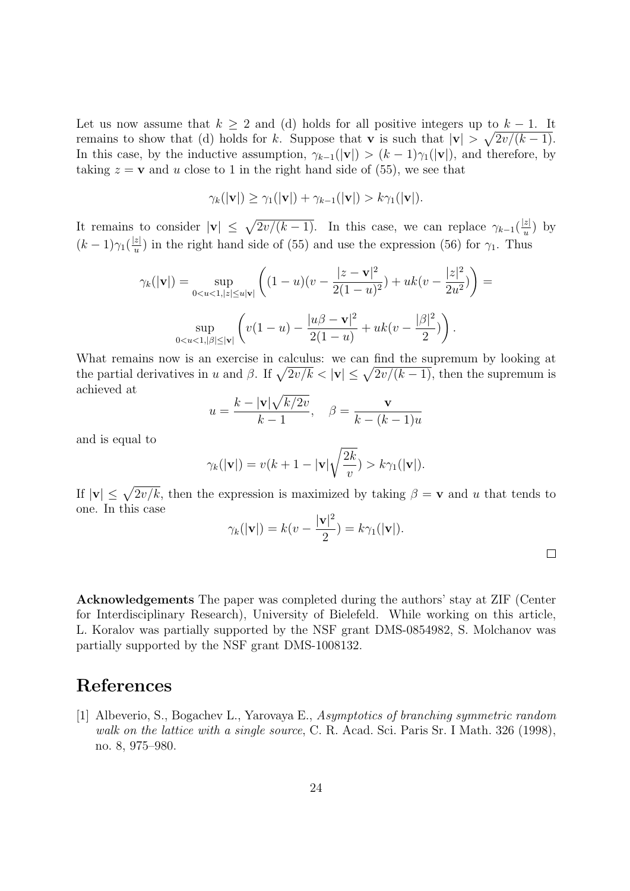Let us now assume that $k \geq 2$ and (d) holds for all positive integers up to $k-1$. It remains to show that (d) holds for $k$. Suppose that $\mathbf{v}$ is such that $|\mathbf{v}| > \sqrt{2v/(k-1)}$. In this case, by the inductive assumption, $\gamma_{k-1}(|\mathbf{v}|) > (k-1)\gamma_1(|\mathbf{v}|)$, and therefore, by taking $z = \mathbf{v}$ and $u$ close to 1 in the right hand side of (55), we see that

$$\gamma_k(|\mathbf{v}|) \geq \gamma_1(|\mathbf{v}|) + \gamma_{k-1}(|\mathbf{v}|) > k\gamma_1(|\mathbf{v}|).$$

It remains to consider $|\mathbf{v}| \leq \sqrt{2v/(k-1)}$. In this case, we can replace $\gamma_{k-1}(\frac{|z|}{u})$ by $(k-1)\gamma_1(\frac{|z|}{u})$ in the right hand side of (55) and use the expression (56) for $\gamma_1$. Thus

$$\gamma_k(|\mathbf{v}|) = \sup_{0<u<1, |z| \leq u|\mathbf{v}|} \left( (1-u)(v - \frac{|z-\mathbf{v}|^2}{2(1-u)^2}) + uk(v - \frac{|z|^2}{2u^2}) \right) =$$

$$\sup_{0<u<1, |\beta| \leq |\mathbf{v}|} \left( v(1-u) - \frac{|u\beta - \mathbf{v}|^2}{2(1-u)} + uk(v - \frac{|\beta|^2}{2}) \right).$$

What remains now is an exercise in calculus: we can find the supremum by looking at the partial derivatives in $u$ and $\beta$. If $\sqrt{2v/k} < |\mathbf{v}| \leq \sqrt{2v/(k-1)}$, then the supremum is achieved at

$$u = \frac{k - |\mathbf{v}|\sqrt{k/2v}}{k-1}, \quad \beta = \frac{\mathbf{v}}{k-(k-1)u}$$

and is equal to

$$\gamma_k(|\mathbf{v}|) = v(k + 1 - |\mathbf{v}|\sqrt{\frac{2k}{v}}) > k\gamma_1(|\mathbf{v}|).$$

If $|\mathbf{v}| \leq \sqrt{2v/k}$, then the expression is maximized by taking $\beta = \mathbf{v}$ and $u$ that tends to one. In this case

$$\gamma_k(|\mathbf{v}|) = k(v - \frac{|\mathbf{v}|^2}{2}) = k\gamma_1(|\mathbf{v}|).$$

$\square$

**Acknowledgements** The paper was completed during the authors' stay at ZIF (Center for Interdisciplinary Research), University of Bielefeld. While working on this article, L. Koralov was partially supported by the NSF grant DMS-0854982, S. Molchanov was partially supported by the NSF grant DMS-1008132.

# References

[1] Albeverio, S., Bogachev L., Yarovaya E., *Asymptotics of branching symmetric random walk on the lattice with a single source*, C. R. Acad. Sci. Paris Sr. I Math. 326 (1998), no. 8, 975–980.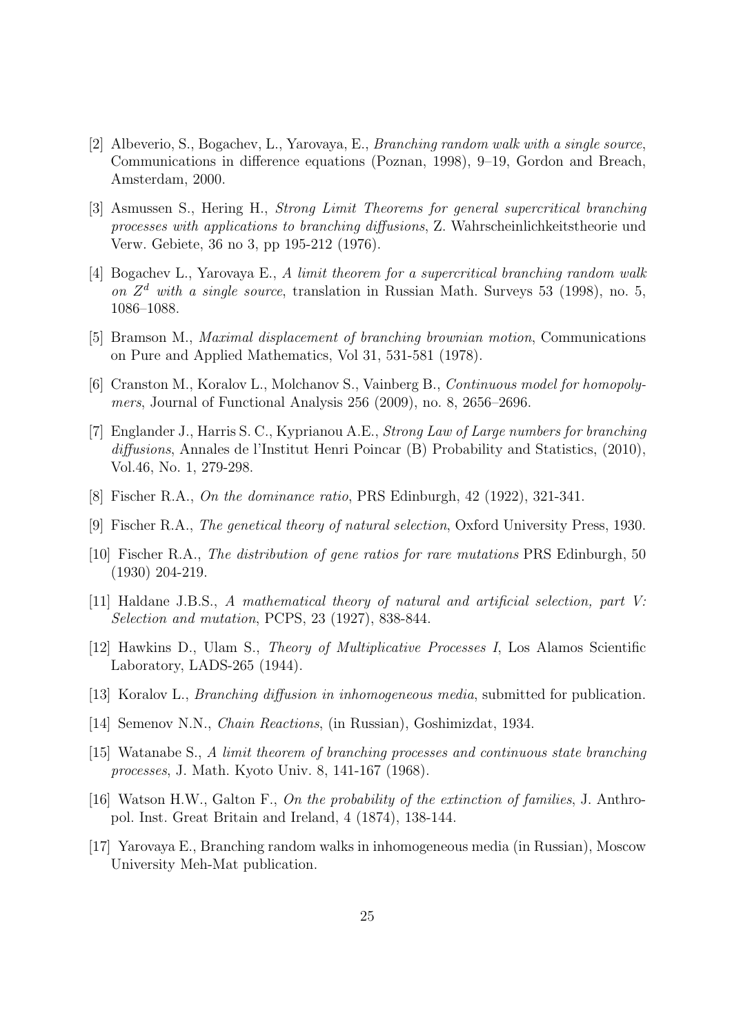[2] Albeverio, S., Bogachev, L., Yarovaya, E., *Branching random walk with a single source*, Communications in difference equations (Poznan, 1998), 9–19, Gordon and Breach, Amsterdam, 2000.

[3] Asmussen S., Hering H., *Strong Limit Theorems for general supercritical branching processes with applications to branching diffusions*, Z. Wahrscheinlichkeitstheorie und Verw. Gebiete, 36 no 3, pp 195-212 (1976).

[4] Bogachev L., Yarovaya E., *A limit theorem for a supercritical branching random walk on $Z^d$ with a single source*, translation in Russian Math. Surveys 53 (1998), no. 5, 1086–1088.

[5] Bramson M., *Maximal displacement of branching brownian motion*, Communications on Pure and Applied Mathematics, Vol 31, 531-581 (1978).

[6] Cranston M., Koralov L., Molchanov S., Vainberg B., *Continuous model for homopolymers*, Journal of Functional Analysis 256 (2009), no. 8, 2656–2696.

[7] Englander J., Harris S. C., Kyprianou A.E., *Strong Law of Large numbers for branching diffusions*, Annales de l'Institut Henri Poincar (B) Probability and Statistics, (2010), Vol.46, No. 1, 279-298.

[8] Fischer R.A., *On the dominance ratio*, PRS Edinburgh, 42 (1922), 321-341.

[9] Fischer R.A., *The genetical theory of natural selection*, Oxford University Press, 1930.

[10] Fischer R.A., *The distribution of gene ratios for rare mutations* PRS Edinburgh, 50 (1930) 204-219.

[11] Haldane J.B.S., *A mathematical theory of natural and artificial selection, part V: Selection and mutation*, PCPS, 23 (1927), 838-844.

[12] Hawkins D., Ulam S., *Theory of Multiplicative Processes I*, Los Alamos Scientific Laboratory, LADS-265 (1944).

[13] Koralov L., *Branching diffusion in inhomogeneous media*, submitted for publication.

[14] Semenov N.N., *Chain Reactions*, (in Russian), Goshimizdat, 1934.

[15] Watanabe S., *A limit theorem of branching processes and continuous state branching processes*, J. Math. Kyoto Univ. 8, 141-167 (1968).

[16] Watson H.W., Galton F., *On the probability of the extinction of families*, J. Anthropol. Inst. Great Britain and Ireland, 4 (1874), 138-144.

[17] Yarovaya E., Branching random walks in inhomogeneous media (in Russian), Moscow University Meh-Mat publication.